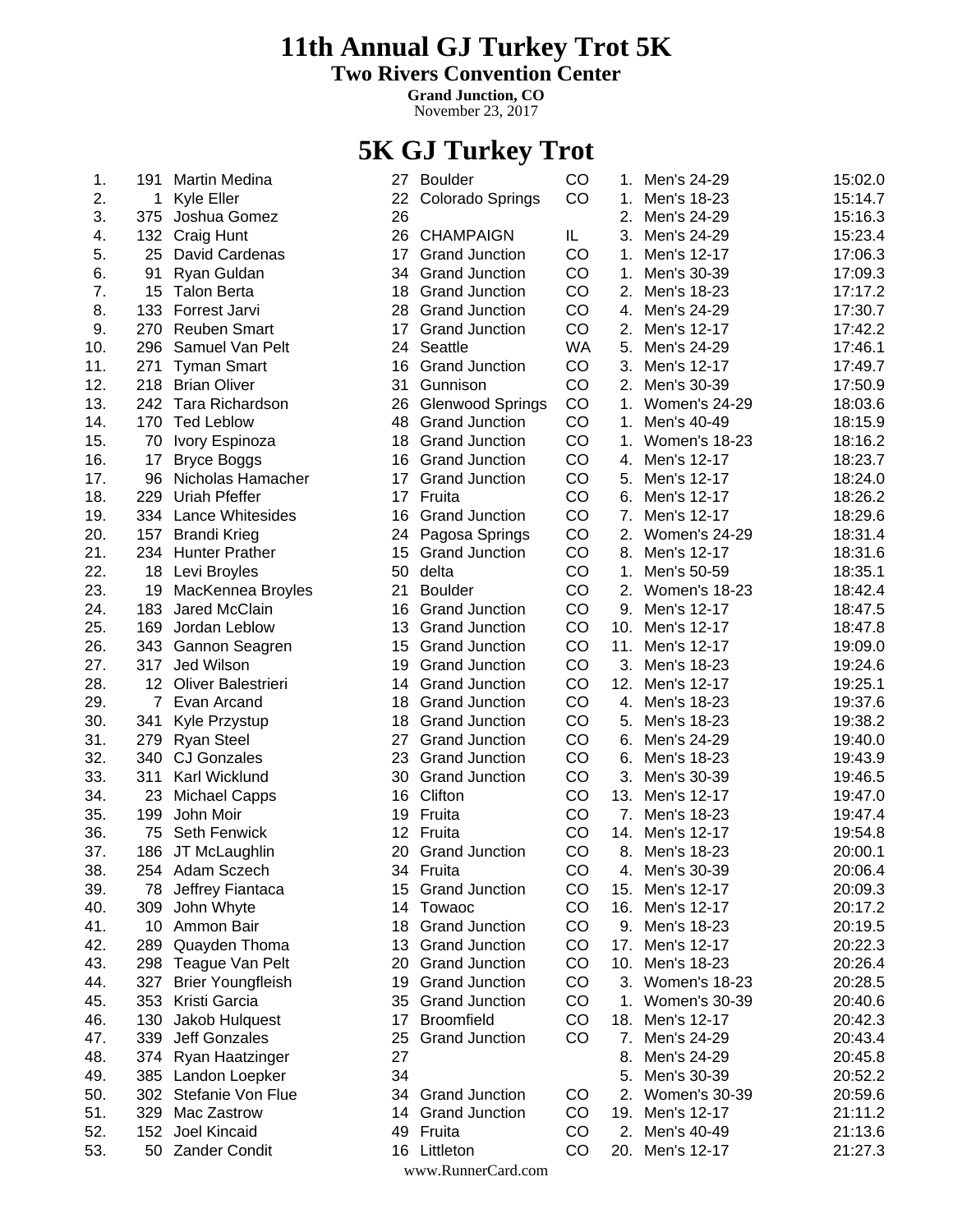# 11th Annual GJ Turkey Trot 5K

## Two Rivers Convention Center

**Grand Junction, CO**

November 23, 2017

## 5K GJ Turkey Trot

| Place | Bib | Name | Age | City | State | Div Place | Division | Time |
|---|---|---|---|---|---|---|---|---|
| 1. | 191 | Martin Medina | 27 | Boulder | CO | 1. | Men's 24-29 | 15:02.0 |
| 2. | 1 | Kyle Eller | 22 | Colorado Springs | CO | 1. | Men's 18-23 | 15:14.7 |
| 3. | 375 | Joshua Gomez | 26 | | | 2. | Men's 24-29 | 15:16.3 |
| 4. | 132 | Craig Hunt | 26 | CHAMPAIGN | IL | 3. | Men's 24-29 | 15:23.4 |
| 5. | 25 | David Cardenas | 17 | Grand Junction | CO | 1. | Men's 12-17 | 17:06.3 |
| 6. | 91 | Ryan Guldan | 34 | Grand Junction | CO | 1. | Men's 30-39 | 17:09.3 |
| 7. | 15 | Talon Berta | 18 | Grand Junction | CO | 2. | Men's 18-23 | 17:17.2 |
| 8. | 133 | Forrest Jarvi | 28 | Grand Junction | CO | 4. | Men's 24-29 | 17:30.7 |
| 9. | 270 | Reuben Smart | 17 | Grand Junction | CO | 2. | Men's 12-17 | 17:42.2 |
| 10. | 296 | Samuel Van Pelt | 24 | Seattle | WA | 5. | Men's 24-29 | 17:46.1 |
| 11. | 271 | Tyman Smart | 16 | Grand Junction | CO | 3. | Men's 12-17 | 17:49.7 |
| 12. | 218 | Brian Oliver | 31 | Gunnison | CO | 2. | Men's 30-39 | 17:50.9 |
| 13. | 242 | Tara Richardson | 26 | Glenwood Springs | CO | 1. | Women's 24-29 | 18:03.6 |
| 14. | 170 | Ted Leblow | 48 | Grand Junction | CO | 1. | Men's 40-49 | 18:15.9 |
| 15. | 70 | Ivory Espinoza | 18 | Grand Junction | CO | 1. | Women's 18-23 | 18:16.2 |
| 16. | 17 | Bryce Boggs | 16 | Grand Junction | CO | 4. | Men's 12-17 | 18:23.7 |
| 17. | 96 | Nicholas Hamacher | 17 | Grand Junction | CO | 5. | Men's 12-17 | 18:24.0 |
| 18. | 229 | Uriah Pfeffer | 17 | Fruita | CO | 6. | Men's 12-17 | 18:26.2 |
| 19. | 334 | Lance Whitesides | 16 | Grand Junction | CO | 7. | Men's 12-17 | 18:29.6 |
| 20. | 157 | Brandi Krieg | 24 | Pagosa Springs | CO | 2. | Women's 24-29 | 18:31.4 |
| 21. | 234 | Hunter Prather | 15 | Grand Junction | CO | 8. | Men's 12-17 | 18:31.6 |
| 22. | 18 | Levi Broyles | 50 | delta | CO | 1. | Men's 50-59 | 18:35.1 |
| 23. | 19 | MacKennea Broyles | 21 | Boulder | CO | 2. | Women's 18-23 | 18:42.4 |
| 24. | 183 | Jared McClain | 16 | Grand Junction | CO | 9. | Men's 12-17 | 18:47.5 |
| 25. | 169 | Jordan Leblow | 13 | Grand Junction | CO | 10. | Men's 12-17 | 18:47.8 |
| 26. | 343 | Gannon Seagren | 15 | Grand Junction | CO | 11. | Men's 12-17 | 19:09.0 |
| 27. | 317 | Jed Wilson | 19 | Grand Junction | CO | 3. | Men's 18-23 | 19:24.6 |
| 28. | 12 | Oliver Balestrieri | 14 | Grand Junction | CO | 12. | Men's 12-17 | 19:25.1 |
| 29. | 7 | Evan Arcand | 18 | Grand Junction | CO | 4. | Men's 18-23 | 19:37.6 |
| 30. | 341 | Kyle Przystup | 18 | Grand Junction | CO | 5. | Men's 18-23 | 19:38.2 |
| 31. | 279 | Ryan Steel | 27 | Grand Junction | CO | 6. | Men's 24-29 | 19:40.0 |
| 32. | 340 | CJ Gonzales | 23 | Grand Junction | CO | 6. | Men's 18-23 | 19:43.9 |
| 33. | 311 | Karl Wicklund | 30 | Grand Junction | CO | 3. | Men's 30-39 | 19:46.5 |
| 34. | 23 | Michael Capps | 16 | Clifton | CO | 13. | Men's 12-17 | 19:47.0 |
| 35. | 199 | John Moir | 19 | Fruita | CO | 7. | Men's 18-23 | 19:47.4 |
| 36. | 75 | Seth Fenwick | 12 | Fruita | CO | 14. | Men's 12-17 | 19:54.8 |
| 37. | 186 | JT McLaughlin | 20 | Grand Junction | CO | 8. | Men's 18-23 | 20:00.1 |
| 38. | 254 | Adam Sczech | 34 | Fruita | CO | 4. | Men's 30-39 | 20:06.4 |
| 39. | 78 | Jeffrey Fiantaca | 15 | Grand Junction | CO | 15. | Men's 12-17 | 20:09.3 |
| 40. | 309 | John Whyte | 14 | Towaoc | CO | 16. | Men's 12-17 | 20:17.2 |
| 41. | 10 | Ammon Bair | 18 | Grand Junction | CO | 9. | Men's 18-23 | 20:19.5 |
| 42. | 289 | Quayden Thoma | 13 | Grand Junction | CO | 17. | Men's 12-17 | 20:22.3 |
| 43. | 298 | Teague Van Pelt | 20 | Grand Junction | CO | 10. | Men's 18-23 | 20:26.4 |
| 44. | 327 | Brier Youngfleish | 19 | Grand Junction | CO | 3. | Women's 18-23 | 20:28.5 |
| 45. | 353 | Kristi Garcia | 35 | Grand Junction | CO | 1. | Women's 30-39 | 20:40.6 |
| 46. | 130 | Jakob Hulquest | 17 | Broomfield | CO | 18. | Men's 12-17 | 20:42.3 |
| 47. | 339 | Jeff Gonzales | 25 | Grand Junction | CO | 7. | Men's 24-29 | 20:43.4 |
| 48. | 374 | Ryan Haatzinger | 27 | | | 8. | Men's 24-29 | 20:45.8 |
| 49. | 385 | Landon Loepker | 34 | | | 5. | Men's 30-39 | 20:52.2 |
| 50. | 302 | Stefanie Von Flue | 34 | Grand Junction | CO | 2. | Women's 30-39 | 20:59.6 |
| 51. | 329 | Mac Zastrow | 14 | Grand Junction | CO | 19. | Men's 12-17 | 21:11.2 |
| 52. | 152 | Joel Kincaid | 49 | Fruita | CO | 2. | Men's 40-49 | 21:13.6 |
| 53. | 50 | Zander Condit | 16 | Littleton | CO | 20. | Men's 12-17 | 21:27.3 |

www.RunnerCard.com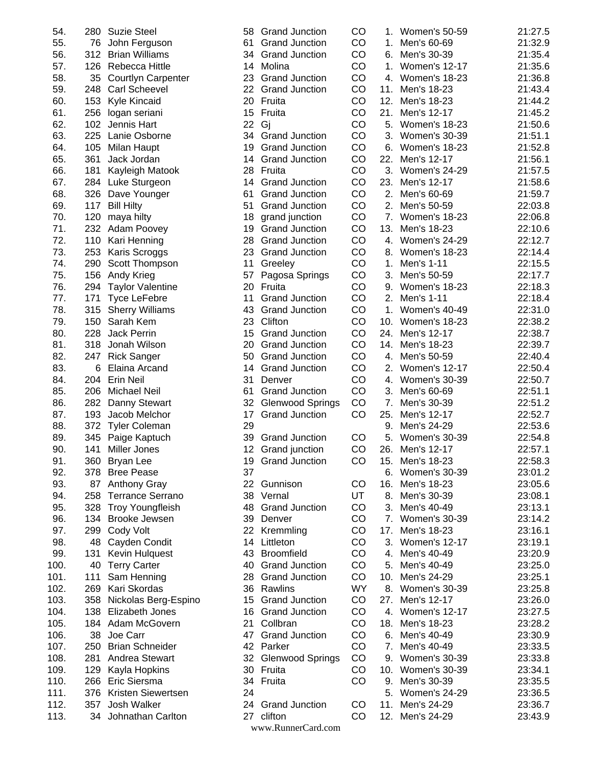| Place | Bib | Name | Age | City | State | Div Place | Division | Time |
|---|---|---|---|---|---|---|---|---|
| 54. | 280 | Suzie Steel | 58 | Grand Junction | CO | 1. | Women's 50-59 | 21:27.5 |
| 55. | 76 | John Ferguson | 61 | Grand Junction | CO | 1. | Men's 60-69 | 21:32.9 |
| 56. | 312 | Brian Williams | 34 | Grand Junction | CO | 6. | Men's 30-39 | 21:35.4 |
| 57. | 126 | Rebecca Hittle | 14 | Molina | CO | 1. | Women's 12-17 | 21:35.6 |
| 58. | 35 | Courtlyn Carpenter | 23 | Grand Junction | CO | 4. | Women's 18-23 | 21:36.8 |
| 59. | 248 | Carl Scheevel | 22 | Grand Junction | CO | 11. | Men's 18-23 | 21:43.4 |
| 60. | 153 | Kyle Kincaid | 20 | Fruita | CO | 12. | Men's 18-23 | 21:44.2 |
| 61. | 256 | logan seriani | 15 | Fruita | CO | 21. | Men's 12-17 | 21:45.2 |
| 62. | 102 | Jennis Hart | 22 | Gj | CO | 5. | Women's 18-23 | 21:50.6 |
| 63. | 225 | Lanie Osborne | 34 | Grand Junction | CO | 3. | Women's 30-39 | 21:51.1 |
| 64. | 105 | Milan Haupt | 19 | Grand Junction | CO | 6. | Women's 18-23 | 21:52.8 |
| 65. | 361 | Jack Jordan | 14 | Grand Junction | CO | 22. | Men's 12-17 | 21:56.1 |
| 66. | 181 | Kayleigh Matook | 28 | Fruita | CO | 3. | Women's 24-29 | 21:57.5 |
| 67. | 284 | Luke Sturgeon | 14 | Grand Junction | CO | 23. | Men's 12-17 | 21:58.6 |
| 68. | 326 | Dave Younger | 61 | Grand Junction | CO | 2. | Men's 60-69 | 21:59.7 |
| 69. | 117 | Bill Hilty | 51 | Grand Junction | CO | 2. | Men's 50-59 | 22:03.8 |
| 70. | 120 | maya hilty | 18 | grand junction | CO | 7. | Women's 18-23 | 22:06.8 |
| 71. | 232 | Adam Poovey | 19 | Grand Junction | CO | 13. | Men's 18-23 | 22:10.6 |
| 72. | 110 | Kari Henning | 28 | Grand Junction | CO | 4. | Women's 24-29 | 22:12.7 |
| 73. | 253 | Karis Scroggs | 23 | Grand Junction | CO | 8. | Women's 18-23 | 22:14.4 |
| 74. | 290 | Scott Thompson | 11 | Greeley | CO | 1. | Men's 1-11 | 22:15.5 |
| 75. | 156 | Andy Krieg | 57 | Pagosa Springs | CO | 3. | Men's 50-59 | 22:17.7 |
| 76. | 294 | Taylor Valentine | 20 | Fruita | CO | 9. | Women's 18-23 | 22:18.3 |
| 77. | 171 | Tyce LeFebre | 11 | Grand Junction | CO | 2. | Men's 1-11 | 22:18.4 |
| 78. | 315 | Sherry Williams | 43 | Grand Junction | CO | 1. | Women's 40-49 | 22:31.0 |
| 79. | 150 | Sarah Kem | 23 | Clifton | CO | 10. | Women's 18-23 | 22:38.2 |
| 80. | 228 | Jack Perrin | 15 | Grand Junction | CO | 24. | Men's 12-17 | 22:38.7 |
| 81. | 318 | Jonah Wilson | 20 | Grand Junction | CO | 14. | Men's 18-23 | 22:39.7 |
| 82. | 247 | Rick Sanger | 50 | Grand Junction | CO | 4. | Men's 50-59 | 22:40.4 |
| 83. | 6 | Elaina Arcand | 14 | Grand Junction | CO | 2. | Women's 12-17 | 22:50.4 |
| 84. | 204 | Erin Neil | 31 | Denver | CO | 4. | Women's 30-39 | 22:50.7 |
| 85. | 206 | Michael Neil | 61 | Grand Junction | CO | 3. | Men's 60-69 | 22:51.1 |
| 86. | 282 | Danny Stewart | 32 | Glenwood Springs | CO | 7. | Men's 30-39 | 22:51.2 |
| 87. | 193 | Jacob Melchor | 17 | Grand Junction | CO | 25. | Men's 12-17 | 22:52.7 |
| 88. | 372 | Tyler Coleman | 29 | | | 9. | Men's 24-29 | 22:53.6 |
| 89. | 345 | Paige Kaptuch | 39 | Grand Junction | CO | 5. | Women's 30-39 | 22:54.8 |
| 90. | 141 | Miller Jones | 12 | Grand junction | CO | 26. | Men's 12-17 | 22:57.1 |
| 91. | 360 | Bryan Lee | 19 | Grand Junction | CO | 15. | Men's 18-23 | 22:58.3 |
| 92. | 378 | Bree Pease | 37 | | | 6. | Women's 30-39 | 23:01.2 |
| 93. | 87 | Anthony Gray | 22 | Gunnison | CO | 16. | Men's 18-23 | 23:05.6 |
| 94. | 258 | Terrance Serrano | 38 | Vernal | UT | 8. | Men's 30-39 | 23:08.1 |
| 95. | 328 | Troy Youngfleish | 48 | Grand Junction | CO | 3. | Men's 40-49 | 23:13.1 |
| 96. | 134 | Brooke Jewsen | 39 | Denver | CO | 7. | Women's 30-39 | 23:14.2 |
| 97. | 299 | Cody Volt | 22 | Kremmling | CO | 17. | Men's 18-23 | 23:16.1 |
| 98. | 48 | Cayden Condit | 14 | Littleton | CO | 3. | Women's 12-17 | 23:19.1 |
| 99. | 131 | Kevin Hulquest | 43 | Broomfield | CO | 4. | Men's 40-49 | 23:20.9 |
| 100. | 40 | Terry Carter | 40 | Grand Junction | CO | 5. | Men's 40-49 | 23:25.0 |
| 101. | 111 | Sam Henning | 28 | Grand Junction | CO | 10. | Men's 24-29 | 23:25.1 |
| 102. | 269 | Kari Skordas | 36 | Rawlins | WY | 8. | Women's 30-39 | 23:25.8 |
| 103. | 358 | Nickolas Berg-Espino | 15 | Grand Junction | CO | 27. | Men's 12-17 | 23:26.0 |
| 104. | 138 | Elizabeth Jones | 16 | Grand Junction | CO | 4. | Women's 12-17 | 23:27.5 |
| 105. | 184 | Adam McGovern | 21 | Collbran | CO | 18. | Men's 18-23 | 23:28.2 |
| 106. | 38 | Joe Carr | 47 | Grand Junction | CO | 6. | Men's 40-49 | 23:30.9 |
| 107. | 250 | Brian Schneider | 42 | Parker | CO | 7. | Men's 40-49 | 23:33.5 |
| 108. | 281 | Andrea Stewart | 32 | Glenwood Springs | CO | 9. | Women's 30-39 | 23:33.8 |
| 109. | 129 | Kayla Hopkins | 30 | Fruita | CO | 10. | Women's 30-39 | 23:34.1 |
| 110. | 266 | Eric Siersma | 34 | Fruita | CO | 9. | Men's 30-39 | 23:35.5 |
| 111. | 376 | Kristen Siewertsen | 24 | | | 5. | Women's 24-29 | 23:36.5 |
| 112. | 357 | Josh Walker | 24 | Grand Junction | CO | 11. | Men's 24-29 | 23:36.7 |
| 113. | 34 | Johnathan Carlton | 27 | clifton | CO | 12. | Men's 24-29 | 23:43.9 |

www.RunnerCard.com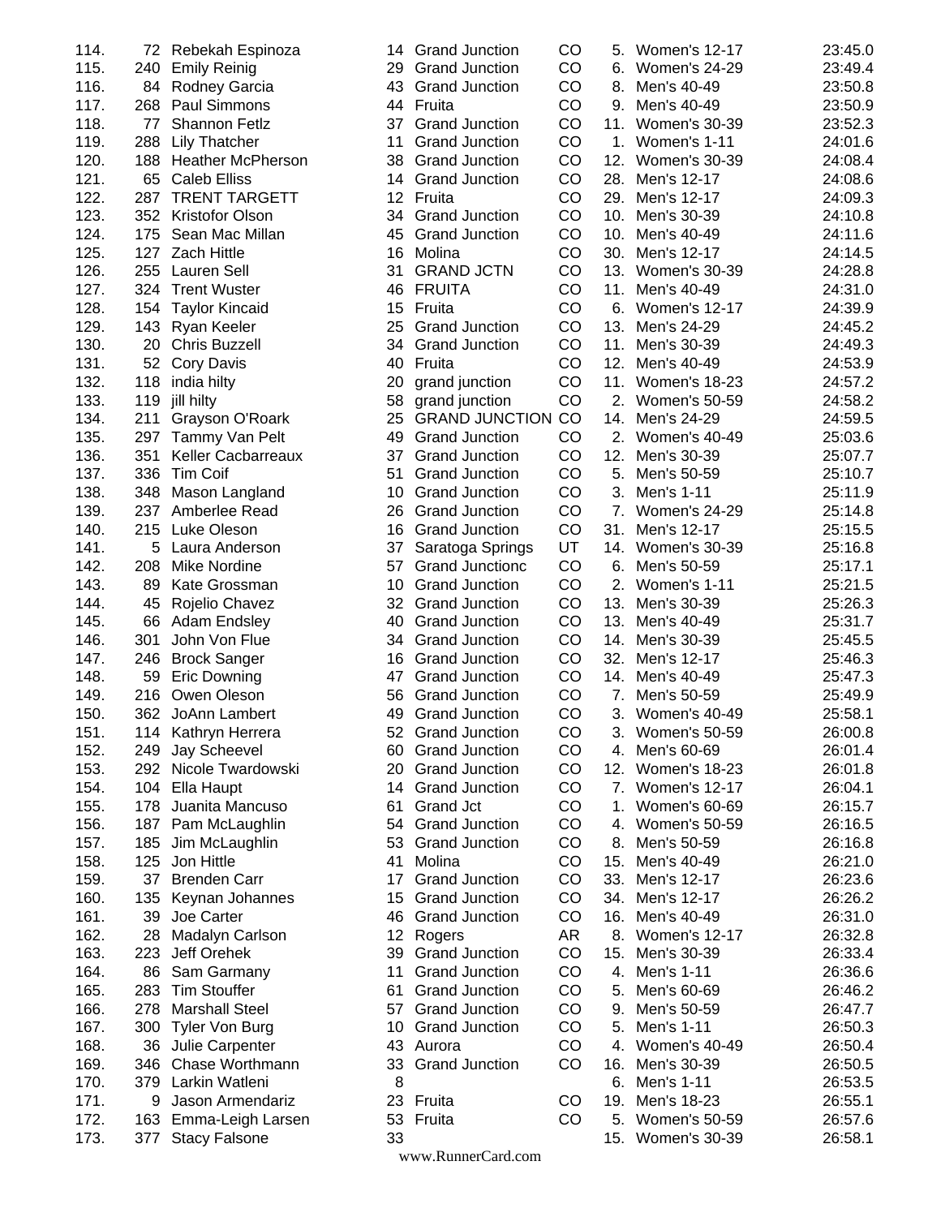| Place | Bib | Name | Age | City | State | Div Place | Division | Time |
|---|---|---|---|---|---|---|---|---|
| 114. | 72 | Rebekah Espinoza | 14 | Grand Junction | CO | 5. | Women's 12-17 | 23:45.0 |
| 115. | 240 | Emily Reinig | 29 | Grand Junction | CO | 6. | Women's 24-29 | 23:49.4 |
| 116. | 84 | Rodney Garcia | 43 | Grand Junction | CO | 8. | Men's 40-49 | 23:50.8 |
| 117. | 268 | Paul Simmons | 44 | Fruita | CO | 9. | Men's 40-49 | 23:50.9 |
| 118. | 77 | Shannon Fetlz | 37 | Grand Junction | CO | 11. | Women's 30-39 | 23:52.3 |
| 119. | 288 | Lily Thatcher | 11 | Grand Junction | CO | 1. | Women's 1-11 | 24:01.6 |
| 120. | 188 | Heather McPherson | 38 | Grand Junction | CO | 12. | Women's 30-39 | 24:08.4 |
| 121. | 65 | Caleb Elliss | 14 | Grand Junction | CO | 28. | Men's 12-17 | 24:08.6 |
| 122. | 287 | TRENT TARGETT | 12 | Fruita | CO | 29. | Men's 12-17 | 24:09.3 |
| 123. | 352 | Kristofor Olson | 34 | Grand Junction | CO | 10. | Men's 30-39 | 24:10.8 |
| 124. | 175 | Sean Mac Millan | 45 | Grand Junction | CO | 10. | Men's 40-49 | 24:11.6 |
| 125. | 127 | Zach Hittle | 16 | Molina | CO | 30. | Men's 12-17 | 24:14.5 |
| 126. | 255 | Lauren Sell | 31 | GRAND JCTN | CO | 13. | Women's 30-39 | 24:28.8 |
| 127. | 324 | Trent Wuster | 46 | FRUITA | CO | 11. | Men's 40-49 | 24:31.0 |
| 128. | 154 | Taylor Kincaid | 15 | Fruita | CO | 6. | Women's 12-17 | 24:39.9 |
| 129. | 143 | Ryan Keeler | 25 | Grand Junction | CO | 13. | Men's 24-29 | 24:45.2 |
| 130. | 20 | Chris Buzzell | 34 | Grand Junction | CO | 11. | Men's 30-39 | 24:49.3 |
| 131. | 52 | Cory Davis | 40 | Fruita | CO | 12. | Men's 40-49 | 24:53.9 |
| 132. | 118 | india hilty | 20 | grand junction | CO | 11. | Women's 18-23 | 24:57.2 |
| 133. | 119 | jill hilty | 58 | grand junction | CO | 2. | Women's 50-59 | 24:58.2 |
| 134. | 211 | Grayson O'Roark | 25 | GRAND JUNCTION | CO | 14. | Men's 24-29 | 24:59.5 |
| 135. | 297 | Tammy Van Pelt | 49 | Grand Junction | CO | 2. | Women's 40-49 | 25:03.6 |
| 136. | 351 | Keller Cacbarreaux | 37 | Grand Junction | CO | 12. | Men's 30-39 | 25:07.7 |
| 137. | 336 | Tim Coif | 51 | Grand Junction | CO | 5. | Men's 50-59 | 25:10.7 |
| 138. | 348 | Mason Langland | 10 | Grand Junction | CO | 3. | Men's 1-11 | 25:11.9 |
| 139. | 237 | Amberlee Read | 26 | Grand Junction | CO | 7. | Women's 24-29 | 25:14.8 |
| 140. | 215 | Luke Oleson | 16 | Grand Junction | CO | 31. | Men's 12-17 | 25:15.5 |
| 141. | 5 | Laura Anderson | 37 | Saratoga Springs | UT | 14. | Women's 30-39 | 25:16.8 |
| 142. | 208 | Mike Nordine | 57 | Grand Junctionc | CO | 6. | Men's 50-59 | 25:17.1 |
| 143. | 89 | Kate Grossman | 10 | Grand Junction | CO | 2. | Women's 1-11 | 25:21.5 |
| 144. | 45 | Rojelio Chavez | 32 | Grand Junction | CO | 13. | Men's 30-39 | 25:26.3 |
| 145. | 66 | Adam Endsley | 40 | Grand Junction | CO | 13. | Men's 40-49 | 25:31.7 |
| 146. | 301 | John Von Flue | 34 | Grand Junction | CO | 14. | Men's 30-39 | 25:45.5 |
| 147. | 246 | Brock Sanger | 16 | Grand Junction | CO | 32. | Men's 12-17 | 25:46.3 |
| 148. | 59 | Eric Downing | 47 | Grand Junction | CO | 14. | Men's 40-49 | 25:47.3 |
| 149. | 216 | Owen Oleson | 56 | Grand Junction | CO | 7. | Men's 50-59 | 25:49.9 |
| 150. | 362 | JoAnn Lambert | 49 | Grand Junction | CO | 3. | Women's 40-49 | 25:58.1 |
| 151. | 114 | Kathryn Herrera | 52 | Grand Junction | CO | 3. | Women's 50-59 | 26:00.8 |
| 152. | 249 | Jay Scheevel | 60 | Grand Junction | CO | 4. | Men's 60-69 | 26:01.4 |
| 153. | 292 | Nicole Twardowski | 20 | Grand Junction | CO | 12. | Women's 18-23 | 26:01.8 |
| 154. | 104 | Ella Haupt | 14 | Grand Junction | CO | 7. | Women's 12-17 | 26:04.1 |
| 155. | 178 | Juanita Mancuso | 61 | Grand Jct | CO | 1. | Women's 60-69 | 26:15.7 |
| 156. | 187 | Pam McLaughlin | 54 | Grand Junction | CO | 4. | Women's 50-59 | 26:16.5 |
| 157. | 185 | Jim McLaughlin | 53 | Grand Junction | CO | 8. | Men's 50-59 | 26:16.8 |
| 158. | 125 | Jon Hittle | 41 | Molina | CO | 15. | Men's 40-49 | 26:21.0 |
| 159. | 37 | Brenden Carr | 17 | Grand Junction | CO | 33. | Men's 12-17 | 26:23.6 |
| 160. | 135 | Keynan Johannes | 15 | Grand Junction | CO | 34. | Men's 12-17 | 26:26.2 |
| 161. | 39 | Joe Carter | 46 | Grand Junction | CO | 16. | Men's 40-49 | 26:31.0 |
| 162. | 28 | Madalyn Carlson | 12 | Rogers | AR | 8. | Women's 12-17 | 26:32.8 |
| 163. | 223 | Jeff Orehek | 39 | Grand Junction | CO | 15. | Men's 30-39 | 26:33.4 |
| 164. | 86 | Sam Garmany | 11 | Grand Junction | CO | 4. | Men's 1-11 | 26:36.6 |
| 165. | 283 | Tim Stouffer | 61 | Grand Junction | CO | 5. | Men's 60-69 | 26:46.2 |
| 166. | 278 | Marshall Steel | 57 | Grand Junction | CO | 9. | Men's 50-59 | 26:47.7 |
| 167. | 300 | Tyler Von Burg | 10 | Grand Junction | CO | 5. | Men's 1-11 | 26:50.3 |
| 168. | 36 | Julie Carpenter | 43 | Aurora | CO | 4. | Women's 40-49 | 26:50.4 |
| 169. | 346 | Chase Worthmann | 33 | Grand Junction | CO | 16. | Men's 30-39 | 26:50.5 |
| 170. | 379 | Larkin Watleni | 8 | | | 6. | Men's 1-11 | 26:53.5 |
| 171. | 9 | Jason Armendariz | 23 | Fruita | CO | 19. | Men's 18-23 | 26:55.1 |
| 172. | 163 | Emma-Leigh Larsen | 53 | Fruita | CO | 5. | Women's 50-59 | 26:57.6 |
| 173. | 377 | Stacy Falsone | 33 | | | 15. | Women's 30-39 | 26:58.1 |

www.RunnerCard.com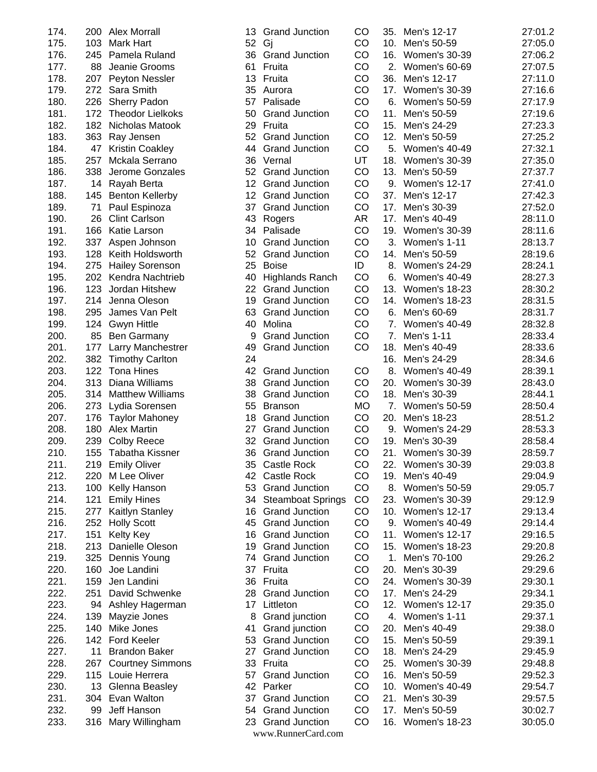| Place | Bib | Name | Age | City | State | Div Place | Division | Time |
|---|---|---|---|---|---|---|---|---|
| 174. | 200 | Alex Morrall | 13 | Grand Junction | CO | 35. | Men's 12-17 | 27:01.2 |
| 175. | 103 | Mark Hart | 52 | Gj | CO | 10. | Men's 50-59 | 27:05.0 |
| 176. | 245 | Pamela Ruland | 36 | Grand Junction | CO | 16. | Women's 30-39 | 27:06.2 |
| 177. | 88 | Jeanie Grooms | 61 | Fruita | CO | 2. | Women's 60-69 | 27:07.5 |
| 178. | 207 | Peyton Nessler | 13 | Fruita | CO | 36. | Men's 12-17 | 27:11.0 |
| 179. | 272 | Sara Smith | 35 | Aurora | CO | 17. | Women's 30-39 | 27:16.6 |
| 180. | 226 | Sherry Padon | 57 | Palisade | CO | 6. | Women's 50-59 | 27:17.9 |
| 181. | 172 | Theodor Lielkoks | 50 | Grand Junction | CO | 11. | Men's 50-59 | 27:19.6 |
| 182. | 182 | Nicholas Matook | 29 | Fruita | CO | 15. | Men's 24-29 | 27:23.3 |
| 183. | 363 | Ray Jensen | 52 | Grand Junction | CO | 12. | Men's 50-59 | 27:25.2 |
| 184. | 47 | Kristin Coakley | 44 | Grand Junction | CO | 5. | Women's 40-49 | 27:32.1 |
| 185. | 257 | Mckala Serrano | 36 | Vernal | UT | 18. | Women's 30-39 | 27:35.0 |
| 186. | 338 | Jerome Gonzales | 52 | Grand Junction | CO | 13. | Men's 50-59 | 27:37.7 |
| 187. | 14 | Rayah Berta | 12 | Grand Junction | CO | 9. | Women's 12-17 | 27:41.0 |
| 188. | 145 | Benton Kellerby | 12 | Grand Junction | CO | 37. | Men's 12-17 | 27:42.3 |
| 189. | 71 | Paul Espinoza | 37 | Grand Junction | CO | 17. | Men's 30-39 | 27:52.0 |
| 190. | 26 | Clint Carlson | 43 | Rogers | AR | 17. | Men's 40-49 | 28:11.0 |
| 191. | 166 | Katie Larson | 34 | Palisade | CO | 19. | Women's 30-39 | 28:11.6 |
| 192. | 337 | Aspen Johnson | 10 | Grand Junction | CO | 3. | Women's 1-11 | 28:13.7 |
| 193. | 128 | Keith Holdsworth | 52 | Grand Junction | CO | 14. | Men's 50-59 | 28:19.6 |
| 194. | 275 | Hailey Sorenson | 25 | Boise | ID | 8. | Women's 24-29 | 28:24.1 |
| 195. | 202 | Kendra Nachtrieb | 40 | Highlands Ranch | CO | 6. | Women's 40-49 | 28:27.3 |
| 196. | 123 | Jordan Hitshew | 22 | Grand Junction | CO | 13. | Women's 18-23 | 28:30.2 |
| 197. | 214 | Jenna Oleson | 19 | Grand Junction | CO | 14. | Women's 18-23 | 28:31.5 |
| 198. | 295 | James Van Pelt | 63 | Grand Junction | CO | 6. | Men's 60-69 | 28:31.7 |
| 199. | 124 | Gwyn Hittle | 40 | Molina | CO | 7. | Women's 40-49 | 28:32.8 |
| 200. | 85 | Ben Garmany | 9 | Grand Junction | CO | 7. | Men's 1-11 | 28:33.4 |
| 201. | 177 | Larry Manchestrer | 49 | Grand Junction | CO | 18. | Men's 40-49 | 28:33.6 |
| 202. | 382 | Timothy Carlton | 24 | | | 16. | Men's 24-29 | 28:34.6 |
| 203. | 122 | Tona Hines | 42 | Grand Junction | CO | 8. | Women's 40-49 | 28:39.1 |
| 204. | 313 | Diana Williams | 38 | Grand Junction | CO | 20. | Women's 30-39 | 28:43.0 |
| 205. | 314 | Matthew Williams | 38 | Grand Junction | CO | 18. | Men's 30-39 | 28:44.1 |
| 206. | 273 | Lydia Sorensen | 55 | Branson | MO | 7. | Women's 50-59 | 28:50.4 |
| 207. | 176 | Taylor Mahoney | 18 | Grand Junction | CO | 20. | Men's 18-23 | 28:51.2 |
| 208. | 180 | Alex Martin | 27 | Grand Junction | CO | 9. | Women's 24-29 | 28:53.3 |
| 209. | 239 | Colby Reece | 32 | Grand Junction | CO | 19. | Men's 30-39 | 28:58.4 |
| 210. | 155 | Tabatha Kissner | 36 | Grand Junction | CO | 21. | Women's 30-39 | 28:59.7 |
| 211. | 219 | Emily Oliver | 35 | Castle Rock | CO | 22. | Women's 30-39 | 29:03.8 |
| 212. | 220 | M Lee Oliver | 42 | Castle Rock | CO | 19. | Men's 40-49 | 29:04.9 |
| 213. | 100 | Kelly Hanson | 53 | Grand Junction | CO | 8. | Women's 50-59 | 29:05.7 |
| 214. | 121 | Emily Hines | 34 | Steamboat Springs | CO | 23. | Women's 30-39 | 29:12.9 |
| 215. | 277 | Kaitlyn Stanley | 16 | Grand Junction | CO | 10. | Women's 12-17 | 29:13.4 |
| 216. | 252 | Holly Scott | 45 | Grand Junction | CO | 9. | Women's 40-49 | 29:14.4 |
| 217. | 151 | Kelty Key | 16 | Grand Junction | CO | 11. | Women's 12-17 | 29:16.5 |
| 218. | 213 | Danielle Oleson | 19 | Grand Junction | CO | 15. | Women's 18-23 | 29:20.8 |
| 219. | 325 | Dennis Young | 74 | Grand Junction | CO | 1. | Men's 70-100 | 29:26.2 |
| 220. | 160 | Joe Landini | 37 | Fruita | CO | 20. | Men's 30-39 | 29:29.6 |
| 221. | 159 | Jen Landini | 36 | Fruita | CO | 24. | Women's 30-39 | 29:30.1 |
| 222. | 251 | David Schwenke | 28 | Grand Junction | CO | 17. | Men's 24-29 | 29:34.1 |
| 223. | 94 | Ashley Hagerman | 17 | Littleton | CO | 12. | Women's 12-17 | 29:35.0 |
| 224. | 139 | Mayzie Jones | 8 | Grand junction | CO | 4. | Women's 1-11 | 29:37.1 |
| 225. | 140 | Mike Jones | 41 | Grand junction | CO | 20. | Men's 40-49 | 29:38.0 |
| 226. | 142 | Ford Keeler | 53 | Grand Junction | CO | 15. | Men's 50-59 | 29:39.1 |
| 227. | 11 | Brandon Baker | 27 | Grand Junction | CO | 18. | Men's 24-29 | 29:45.9 |
| 228. | 267 | Courtney Simmons | 33 | Fruita | CO | 25. | Women's 30-39 | 29:48.8 |
| 229. | 115 | Louie Herrera | 57 | Grand Junction | CO | 16. | Men's 50-59 | 29:52.3 |
| 230. | 13 | Glenna Beasley | 42 | Parker | CO | 10. | Women's 40-49 | 29:54.7 |
| 231. | 304 | Evan Walton | 37 | Grand Junction | CO | 21. | Men's 30-39 | 29:57.5 |
| 232. | 99 | Jeff Hanson | 54 | Grand Junction | CO | 17. | Men's 50-59 | 30:02.7 |
| 233. | 316 | Mary Willingham | 23 | Grand Junction | CO | 16. | Women's 18-23 | 30:05.0 |

www.RunnerCard.com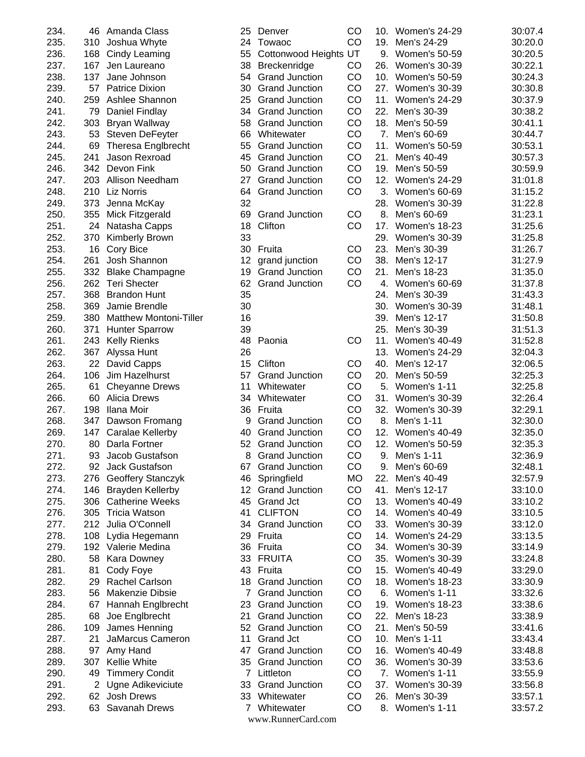| | | | | | | | | |
|---|---|---|---|---|---|---|---|---|
| 234. | 46 | Amanda Class | 25 | Denver | CO | 10. | Women's 24-29 | 30:07.4 |
| 235. | 310 | Joshua Whyte | 24 | Towaoc | CO | 19. | Men's 24-29 | 30:20.0 |
| 236. | 168 | Cindy Leaming | 55 | Cottonwood Heights | UT | 9. | Women's 50-59 | 30:20.5 |
| 237. | 167 | Jen Laureano | 38 | Breckenridge | CO | 26. | Women's 30-39 | 30:22.1 |
| 238. | 137 | Jane Johnson | 54 | Grand Junction | CO | 10. | Women's 50-59 | 30:24.3 |
| 239. | 57 | Patrice Dixion | 30 | Grand Junction | CO | 27. | Women's 30-39 | 30:30.8 |
| 240. | 259 | Ashlee Shannon | 25 | Grand Junction | CO | 11. | Women's 24-29 | 30:37.9 |
| 241. | 79 | Daniel Findlay | 34 | Grand Junction | CO | 22. | Men's 30-39 | 30:38.2 |
| 242. | 303 | Bryan Wallway | 58 | Grand Junction | CO | 18. | Men's 50-59 | 30:41.1 |
| 243. | 53 | Steven DeFeyter | 66 | Whitewater | CO | 7. | Men's 60-69 | 30:44.7 |
| 244. | 69 | Theresa Englbrecht | 55 | Grand Junction | CO | 11. | Women's 50-59 | 30:53.1 |
| 245. | 241 | Jason Rexroad | 45 | Grand Junction | CO | 21. | Men's 40-49 | 30:57.3 |
| 246. | 342 | Devon Fink | 50 | Grand Junction | CO | 19. | Men's 50-59 | 30:59.9 |
| 247. | 203 | Allison Needham | 27 | Grand Junction | CO | 12. | Women's 24-29 | 31:01.8 |
| 248. | 210 | Liz Norris | 64 | Grand Junction | CO | 3. | Women's 60-69 | 31:15.2 |
| 249. | 373 | Jenna McKay | 32 | | | 28. | Women's 30-39 | 31:22.8 |
| 250. | 355 | Mick Fitzgerald | 69 | Grand Junction | CO | 8. | Men's 60-69 | 31:23.1 |
| 251. | 24 | Natasha Capps | 18 | Clifton | CO | 17. | Women's 18-23 | 31:25.6 |
| 252. | 370 | Kimberly Brown | 33 | | | 29. | Women's 30-39 | 31:25.8 |
| 253. | 16 | Cory Bice | 30 | Fruita | CO | 23. | Men's 30-39 | 31:26.7 |
| 254. | 261 | Josh Shannon | 12 | grand junction | CO | 38. | Men's 12-17 | 31:27.9 |
| 255. | 332 | Blake Champagne | 19 | Grand Junction | CO | 21. | Men's 18-23 | 31:35.0 |
| 256. | 262 | Teri Shecter | 62 | Grand Junction | CO | 4. | Women's 60-69 | 31:37.8 |
| 257. | 368 | Brandon Hunt | 35 | | | 24. | Men's 30-39 | 31:43.3 |
| 258. | 369 | Jamie Brendle | 30 | | | 30. | Women's 30-39 | 31:48.1 |
| 259. | 380 | Matthew Montoni-Tiller | 16 | | | 39. | Men's 12-17 | 31:50.8 |
| 260. | 371 | Hunter Sparrow | 39 | | | 25. | Men's 30-39 | 31:51.3 |
| 261. | 243 | Kelly Rienks | 48 | Paonia | CO | 11. | Women's 40-49 | 31:52.8 |
| 262. | 367 | Alyssa Hunt | 26 | | | 13. | Women's 24-29 | 32:04.3 |
| 263. | 22 | David Capps | 15 | Clifton | CO | 40. | Men's 12-17 | 32:06.5 |
| 264. | 106 | Jim Hazelhurst | 57 | Grand Junction | CO | 20. | Men's 50-59 | 32:25.3 |
| 265. | 61 | Cheyanne Drews | 11 | Whitewater | CO | 5. | Women's 1-11 | 32:25.8 |
| 266. | 60 | Alicia Drews | 34 | Whitewater | CO | 31. | Women's 30-39 | 32:26.4 |
| 267. | 198 | Ilana Moir | 36 | Fruita | CO | 32. | Women's 30-39 | 32:29.1 |
| 268. | 347 | Dawson Fromang | 9 | Grand Junction | CO | 8. | Men's 1-11 | 32:30.0 |
| 269. | 147 | Caralae Kellerby | 40 | Grand Junction | CO | 12. | Women's 40-49 | 32:35.0 |
| 270. | 80 | Darla Fortner | 52 | Grand Junction | CO | 12. | Women's 50-59 | 32:35.3 |
| 271. | 93 | Jacob Gustafson | 8 | Grand Junction | CO | 9. | Men's 1-11 | 32:36.9 |
| 272. | 92 | Jack Gustafson | 67 | Grand Junction | CO | 9. | Men's 60-69 | 32:48.1 |
| 273. | 276 | Geoffery Stanczyk | 46 | Springfield | MO | 22. | Men's 40-49 | 32:57.9 |
| 274. | 146 | Brayden Kellerby | 12 | Grand Junction | CO | 41. | Men's 12-17 | 33:10.0 |
| 275. | 306 | Catherine Weeks | 45 | Grand Jct | CO | 13. | Women's 40-49 | 33:10.2 |
| 276. | 305 | Tricia Watson | 41 | CLIFTON | CO | 14. | Women's 40-49 | 33:10.5 |
| 277. | 212 | Julia O'Connell | 34 | Grand Junction | CO | 33. | Women's 30-39 | 33:12.0 |
| 278. | 108 | Lydia Hegemann | 29 | Fruita | CO | 14. | Women's 24-29 | 33:13.5 |
| 279. | 192 | Valerie Medina | 36 | Fruita | CO | 34. | Women's 30-39 | 33:14.9 |
| 280. | 58 | Kara Downey | 33 | FRUITA | CO | 35. | Women's 30-39 | 33:24.8 |
| 281. | 81 | Cody Foye | 43 | Fruita | CO | 15. | Women's 40-49 | 33:29.0 |
| 282. | 29 | Rachel Carlson | 18 | Grand Junction | CO | 18. | Women's 18-23 | 33:30.9 |
| 283. | 56 | Makenzie Dibsie | 7 | Grand Junction | CO | 6. | Women's 1-11 | 33:32.6 |
| 284. | 67 | Hannah Englbrecht | 23 | Grand Junction | CO | 19. | Women's 18-23 | 33:38.6 |
| 285. | 68 | Joe Englbrecht | 21 | Grand Junction | CO | 22. | Men's 18-23 | 33:38.9 |
| 286. | 109 | James Henning | 52 | Grand Junction | CO | 21. | Men's 50-59 | 33:41.6 |
| 287. | 21 | JaMarcus Cameron | 11 | Grand Jct | CO | 10. | Men's 1-11 | 33:43.4 |
| 288. | 97 | Amy Hand | 47 | Grand Junction | CO | 16. | Women's 40-49 | 33:48.8 |
| 289. | 307 | Kellie White | 35 | Grand Junction | CO | 36. | Women's 30-39 | 33:53.6 |
| 290. | 49 | Timmery Condit | 7 | Littleton | CO | 7. | Women's 1-11 | 33:55.9 |
| 291. | 2 | Ugne Adikeviciute | 33 | Grand Junction | CO | 37. | Women's 30-39 | 33:56.8 |
| 292. | 62 | Josh Drews | 33 | Whitewater | CO | 26. | Men's 30-39 | 33:57.1 |
| 293. | 63 | Savanah Drews | 7 | Whitewater | CO | 8. | Women's 1-11 | 33:57.2 |

www.RunnerCard.com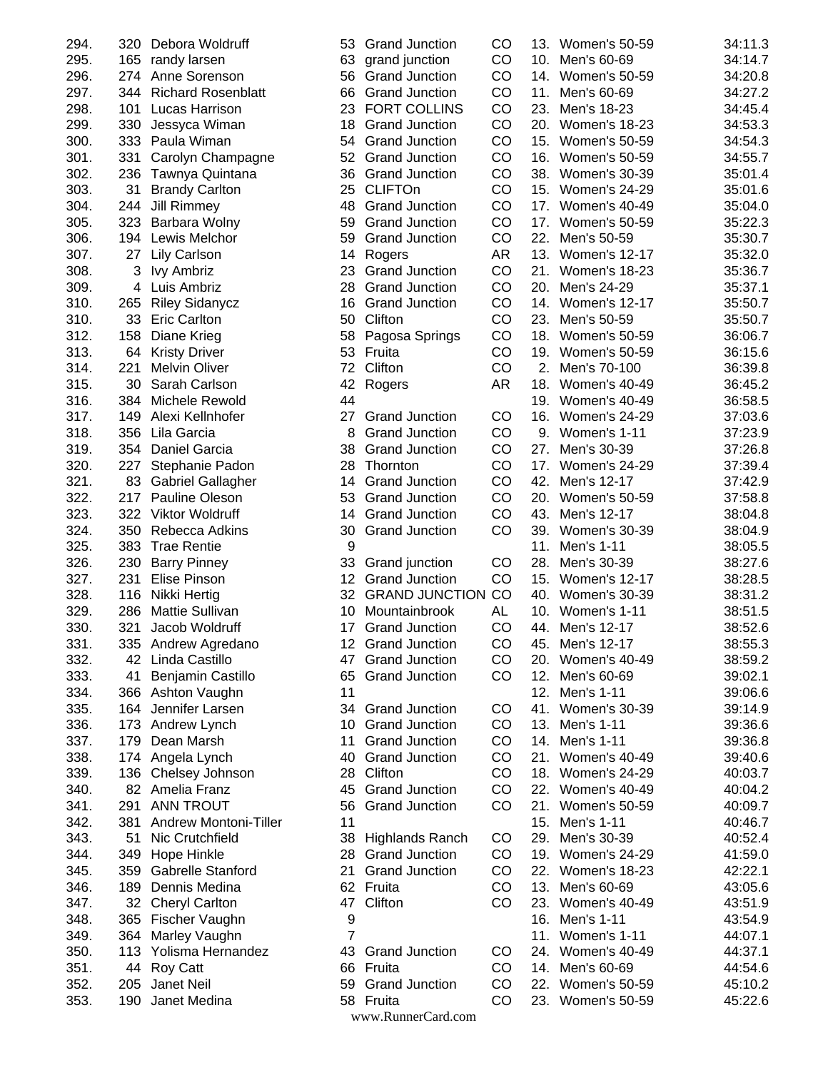| Place | Bib | Name | Age | City | State | Div Place | Division | Time |
|---|---|---|---|---|---|---|---|---|
| 294. | 320 | Debora Woldruff | 53 | Grand Junction | CO | 13. | Women's 50-59 | 34:11.3 |
| 295. | 165 | randy larsen | 63 | grand junction | CO | 10. | Men's 60-69 | 34:14.7 |
| 296. | 274 | Anne Sorenson | 56 | Grand Junction | CO | 14. | Women's 50-59 | 34:20.8 |
| 297. | 344 | Richard Rosenblatt | 66 | Grand Junction | CO | 11. | Men's 60-69 | 34:27.2 |
| 298. | 101 | Lucas Harrison | 23 | FORT COLLINS | CO | 23. | Men's 18-23 | 34:45.4 |
| 299. | 330 | Jessyca Wiman | 18 | Grand Junction | CO | 20. | Women's 18-23 | 34:53.3 |
| 300. | 333 | Paula Wiman | 54 | Grand Junction | CO | 15. | Women's 50-59 | 34:54.3 |
| 301. | 331 | Carolyn Champagne | 52 | Grand Junction | CO | 16. | Women's 50-59 | 34:55.7 |
| 302. | 236 | Tawnya Quintana | 36 | Grand Junction | CO | 38. | Women's 30-39 | 35:01.4 |
| 303. | 31 | Brandy Carlton | 25 | CLIFTOn | CO | 15. | Women's 24-29 | 35:01.6 |
| 304. | 244 | Jill Rimmey | 48 | Grand Junction | CO | 17. | Women's 40-49 | 35:04.0 |
| 305. | 323 | Barbara Wolny | 59 | Grand Junction | CO | 17. | Women's 50-59 | 35:22.3 |
| 306. | 194 | Lewis Melchor | 59 | Grand Junction | CO | 22. | Men's 50-59 | 35:30.7 |
| 307. | 27 | Lily Carlson | 14 | Rogers | AR | 13. | Women's 12-17 | 35:32.0 |
| 308. | 3 | Ivy Ambriz | 23 | Grand Junction | CO | 21. | Women's 18-23 | 35:36.7 |
| 309. | 4 | Luis Ambriz | 28 | Grand Junction | CO | 20. | Men's 24-29 | 35:37.1 |
| 310. | 265 | Riley Sidanycz | 16 | Grand Junction | CO | 14. | Women's 12-17 | 35:50.7 |
| 310. | 33 | Eric Carlton | 50 | Clifton | CO | 23. | Men's 50-59 | 35:50.7 |
| 312. | 158 | Diane Krieg | 58 | Pagosa Springs | CO | 18. | Women's 50-59 | 36:06.7 |
| 313. | 64 | Kristy Driver | 53 | Fruita | CO | 19. | Women's 50-59 | 36:15.6 |
| 314. | 221 | Melvin Oliver | 72 | Clifton | CO | 2. | Men's 70-100 | 36:39.8 |
| 315. | 30 | Sarah Carlson | 42 | Rogers | AR | 18. | Women's 40-49 | 36:45.2 |
| 316. | 384 | Michele Rewold | 44 | | | 19. | Women's 40-49 | 36:58.5 |
| 317. | 149 | Alexi Kellnhofer | 27 | Grand Junction | CO | 16. | Women's 24-29 | 37:03.6 |
| 318. | 356 | Lila Garcia | 8 | Grand Junction | CO | 9. | Women's 1-11 | 37:23.9 |
| 319. | 354 | Daniel Garcia | 38 | Grand Junction | CO | 27. | Men's 30-39 | 37:26.8 |
| 320. | 227 | Stephanie Padon | 28 | Thornton | CO | 17. | Women's 24-29 | 37:39.4 |
| 321. | 83 | Gabriel Gallagher | 14 | Grand Junction | CO | 42. | Men's 12-17 | 37:42.9 |
| 322. | 217 | Pauline Oleson | 53 | Grand Junction | CO | 20. | Women's 50-59 | 37:58.8 |
| 323. | 322 | Viktor Woldruff | 14 | Grand Junction | CO | 43. | Men's 12-17 | 38:04.8 |
| 324. | 350 | Rebecca Adkins | 30 | Grand Junction | CO | 39. | Women's 30-39 | 38:04.9 |
| 325. | 383 | Trae Rentie | 9 | | | 11. | Men's 1-11 | 38:05.5 |
| 326. | 230 | Barry Pinney | 33 | Grand junction | CO | 28. | Men's 30-39 | 38:27.6 |
| 327. | 231 | Elise Pinson | 12 | Grand Junction | CO | 15. | Women's 12-17 | 38:28.5 |
| 328. | 116 | Nikki Hertig | 32 | GRAND JUNCTION | CO | 40. | Women's 30-39 | 38:31.2 |
| 329. | 286 | Mattie Sullivan | 10 | Mountainbrook | AL | 10. | Women's 1-11 | 38:51.5 |
| 330. | 321 | Jacob Woldruff | 17 | Grand Junction | CO | 44. | Men's 12-17 | 38:52.6 |
| 331. | 335 | Andrew Agredano | 12 | Grand Junction | CO | 45. | Men's 12-17 | 38:55.3 |
| 332. | 42 | Linda Castillo | 47 | Grand Junction | CO | 20. | Women's 40-49 | 38:59.2 |
| 333. | 41 | Benjamin Castillo | 65 | Grand Junction | CO | 12. | Men's 60-69 | 39:02.1 |
| 334. | 366 | Ashton Vaughn | 11 | | | 12. | Men's 1-11 | 39:06.6 |
| 335. | 164 | Jennifer Larsen | 34 | Grand Junction | CO | 41. | Women's 30-39 | 39:14.9 |
| 336. | 173 | Andrew Lynch | 10 | Grand Junction | CO | 13. | Men's 1-11 | 39:36.6 |
| 337. | 179 | Dean Marsh | 11 | Grand Junction | CO | 14. | Men's 1-11 | 39:36.8 |
| 338. | 174 | Angela Lynch | 40 | Grand Junction | CO | 21. | Women's 40-49 | 39:40.6 |
| 339. | 136 | Chelsey Johnson | 28 | Clifton | CO | 18. | Women's 24-29 | 40:03.7 |
| 340. | 82 | Amelia Franz | 45 | Grand Junction | CO | 22. | Women's 40-49 | 40:04.2 |
| 341. | 291 | ANN TROUT | 56 | Grand Junction | CO | 21. | Women's 50-59 | 40:09.7 |
| 342. | 381 | Andrew Montoni-Tiller | 11 | | | 15. | Men's 1-11 | 40:46.7 |
| 343. | 51 | Nic Crutchfield | 38 | Highlands Ranch | CO | 29. | Men's 30-39 | 40:52.4 |
| 344. | 349 | Hope Hinkle | 28 | Grand Junction | CO | 19. | Women's 24-29 | 41:59.0 |
| 345. | 359 | Gabrelle Stanford | 21 | Grand Junction | CO | 22. | Women's 18-23 | 42:22.1 |
| 346. | 189 | Dennis Medina | 62 | Fruita | CO | 13. | Men's 60-69 | 43:05.6 |
| 347. | 32 | Cheryl Carlton | 47 | Clifton | CO | 23. | Women's 40-49 | 43:51.9 |
| 348. | 365 | Fischer Vaughn | 9 | | | 16. | Men's 1-11 | 43:54.9 |
| 349. | 364 | Marley Vaughn | 7 | | | 11. | Women's 1-11 | 44:07.1 |
| 350. | 113 | Yolisma Hernandez | 43 | Grand Junction | CO | 24. | Women's 40-49 | 44:37.1 |
| 351. | 44 | Roy Catt | 66 | Fruita | CO | 14. | Men's 60-69 | 44:54.6 |
| 352. | 205 | Janet Neil | 59 | Grand Junction | CO | 22. | Women's 50-59 | 45:10.2 |
| 353. | 190 | Janet Medina | 58 | Fruita | CO | 23. | Women's 50-59 | 45:22.6 |

www.RunnerCard.com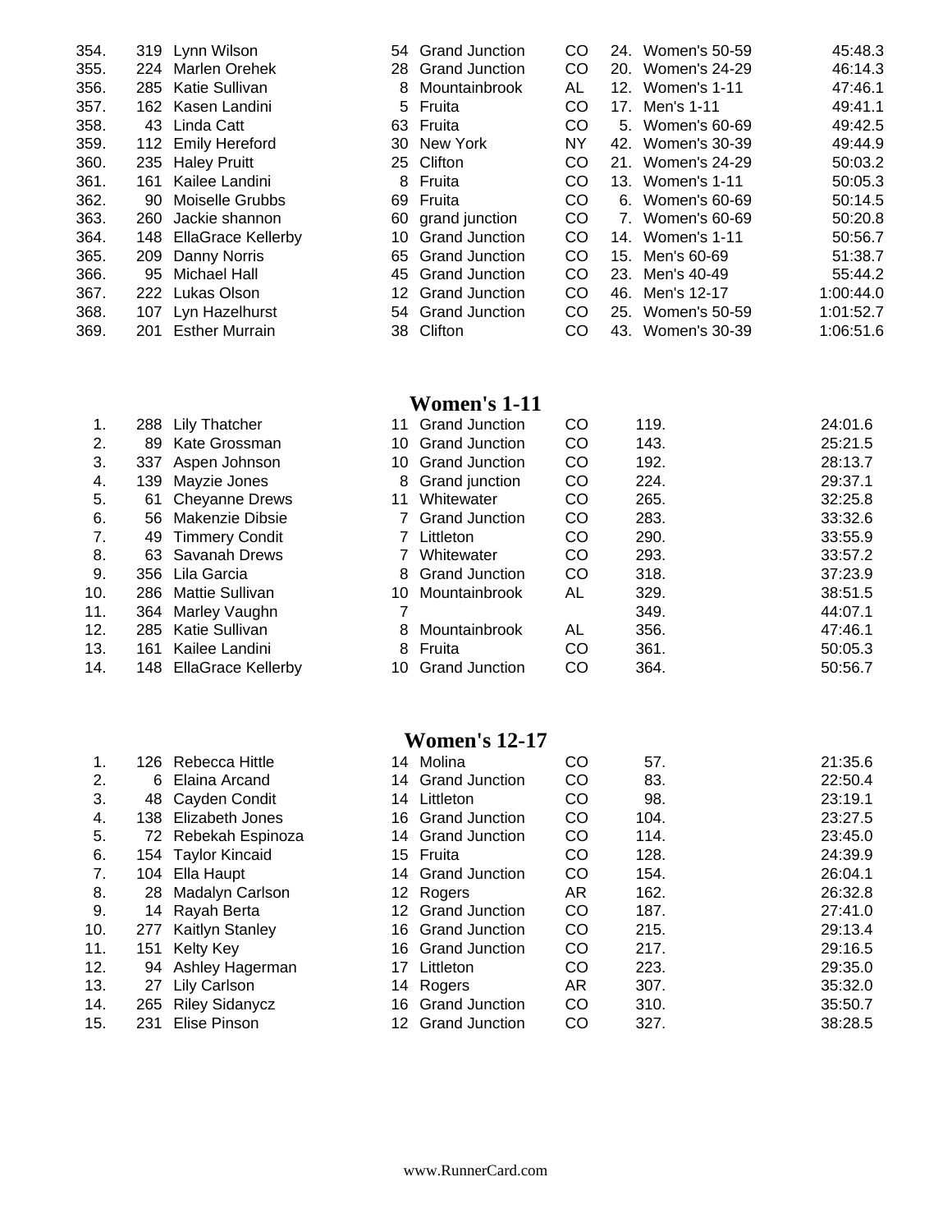| | | | | | | | | |
|---|---|---|---|---|---|---|---|---|
| 354. | 319 | Lynn Wilson | 54 | Grand Junction | CO | 24. | Women's 50-59 | 45:48.3 |
| 355. | 224 | Marlen Orehek | 28 | Grand Junction | CO | 20. | Women's 24-29 | 46:14.3 |
| 356. | 285 | Katie Sullivan | 8 | Mountainbrook | AL | 12. | Women's 1-11 | 47:46.1 |
| 357. | 162 | Kasen Landini | 5 | Fruita | CO | 17. | Men's 1-11 | 49:41.1 |
| 358. | 43 | Linda Catt | 63 | Fruita | CO | 5. | Women's 60-69 | 49:42.5 |
| 359. | 112 | Emily Hereford | 30 | New York | NY | 42. | Women's 30-39 | 49:44.9 |
| 360. | 235 | Haley Pruitt | 25 | Clifton | CO | 21. | Women's 24-29 | 50:03.2 |
| 361. | 161 | Kailee Landini | 8 | Fruita | CO | 13. | Women's 1-11 | 50:05.3 |
| 362. | 90 | Moiselle Grubbs | 69 | Fruita | CO | 6. | Women's 60-69 | 50:14.5 |
| 363. | 260 | Jackie shannon | 60 | grand junction | CO | 7. | Women's 60-69 | 50:20.8 |
| 364. | 148 | EllaGrace Kellerby | 10 | Grand Junction | CO | 14. | Women's 1-11 | 50:56.7 |
| 365. | 209 | Danny Norris | 65 | Grand Junction | CO | 15. | Men's 60-69 | 51:38.7 |
| 366. | 95 | Michael Hall | 45 | Grand Junction | CO | 23. | Men's 40-49 | 55:44.2 |
| 367. | 222 | Lukas Olson | 12 | Grand Junction | CO | 46. | Men's 12-17 | 1:00:44.0 |
| 368. | 107 | Lyn Hazelhurst | 54 | Grand Junction | CO | 25. | Women's 50-59 | 1:01:52.7 |
| 369. | 201 | Esther Murrain | 38 | Clifton | CO | 43. | Women's 30-39 | 1:06:51.6 |

## Women's 1-11

| | | | | | | | |
|---|---|---|---|---|---|---|---|
| 1. | 288 | Lily Thatcher | 11 | Grand Junction | CO | 119. | 24:01.6 |
| 2. | 89 | Kate Grossman | 10 | Grand Junction | CO | 143. | 25:21.5 |
| 3. | 337 | Aspen Johnson | 10 | Grand Junction | CO | 192. | 28:13.7 |
| 4. | 139 | Mayzie Jones | 8 | Grand junction | CO | 224. | 29:37.1 |
| 5. | 61 | Cheyanne Drews | 11 | Whitewater | CO | 265. | 32:25.8 |
| 6. | 56 | Makenzie Dibsie | 7 | Grand Junction | CO | 283. | 33:32.6 |
| 7. | 49 | Timmery Condit | 7 | Littleton | CO | 290. | 33:55.9 |
| 8. | 63 | Savanah Drews | 7 | Whitewater | CO | 293. | 33:57.2 |
| 9. | 356 | Lila Garcia | 8 | Grand Junction | CO | 318. | 37:23.9 |
| 10. | 286 | Mattie Sullivan | 10 | Mountainbrook | AL | 329. | 38:51.5 |
| 11. | 364 | Marley Vaughn | 7 | | | 349. | 44:07.1 |
| 12. | 285 | Katie Sullivan | 8 | Mountainbrook | AL | 356. | 47:46.1 |
| 13. | 161 | Kailee Landini | 8 | Fruita | CO | 361. | 50:05.3 |
| 14. | 148 | EllaGrace Kellerby | 10 | Grand Junction | CO | 364. | 50:56.7 |

## Women's 12-17

| | | | | | | | |
|---|---|---|---|---|---|---|---|
| 1. | 126 | Rebecca Hittle | 14 | Molina | CO | 57. | 21:35.6 |
| 2. | 6 | Elaina Arcand | 14 | Grand Junction | CO | 83. | 22:50.4 |
| 3. | 48 | Cayden Condit | 14 | Littleton | CO | 98. | 23:19.1 |
| 4. | 138 | Elizabeth Jones | 16 | Grand Junction | CO | 104. | 23:27.5 |
| 5. | 72 | Rebekah Espinoza | 14 | Grand Junction | CO | 114. | 23:45.0 |
| 6. | 154 | Taylor Kincaid | 15 | Fruita | CO | 128. | 24:39.9 |
| 7. | 104 | Ella Haupt | 14 | Grand Junction | CO | 154. | 26:04.1 |
| 8. | 28 | Madalyn Carlson | 12 | Rogers | AR | 162. | 26:32.8 |
| 9. | 14 | Rayah Berta | 12 | Grand Junction | CO | 187. | 27:41.0 |
| 10. | 277 | Kaitlyn Stanley | 16 | Grand Junction | CO | 215. | 29:13.4 |
| 11. | 151 | Kelty Key | 16 | Grand Junction | CO | 217. | 29:16.5 |
| 12. | 94 | Ashley Hagerman | 17 | Littleton | CO | 223. | 29:35.0 |
| 13. | 27 | Lily Carlson | 14 | Rogers | AR | 307. | 35:32.0 |
| 14. | 265 | Riley Sidanycz | 16 | Grand Junction | CO | 310. | 35:50.7 |
| 15. | 231 | Elise Pinson | 12 | Grand Junction | CO | 327. | 38:28.5 |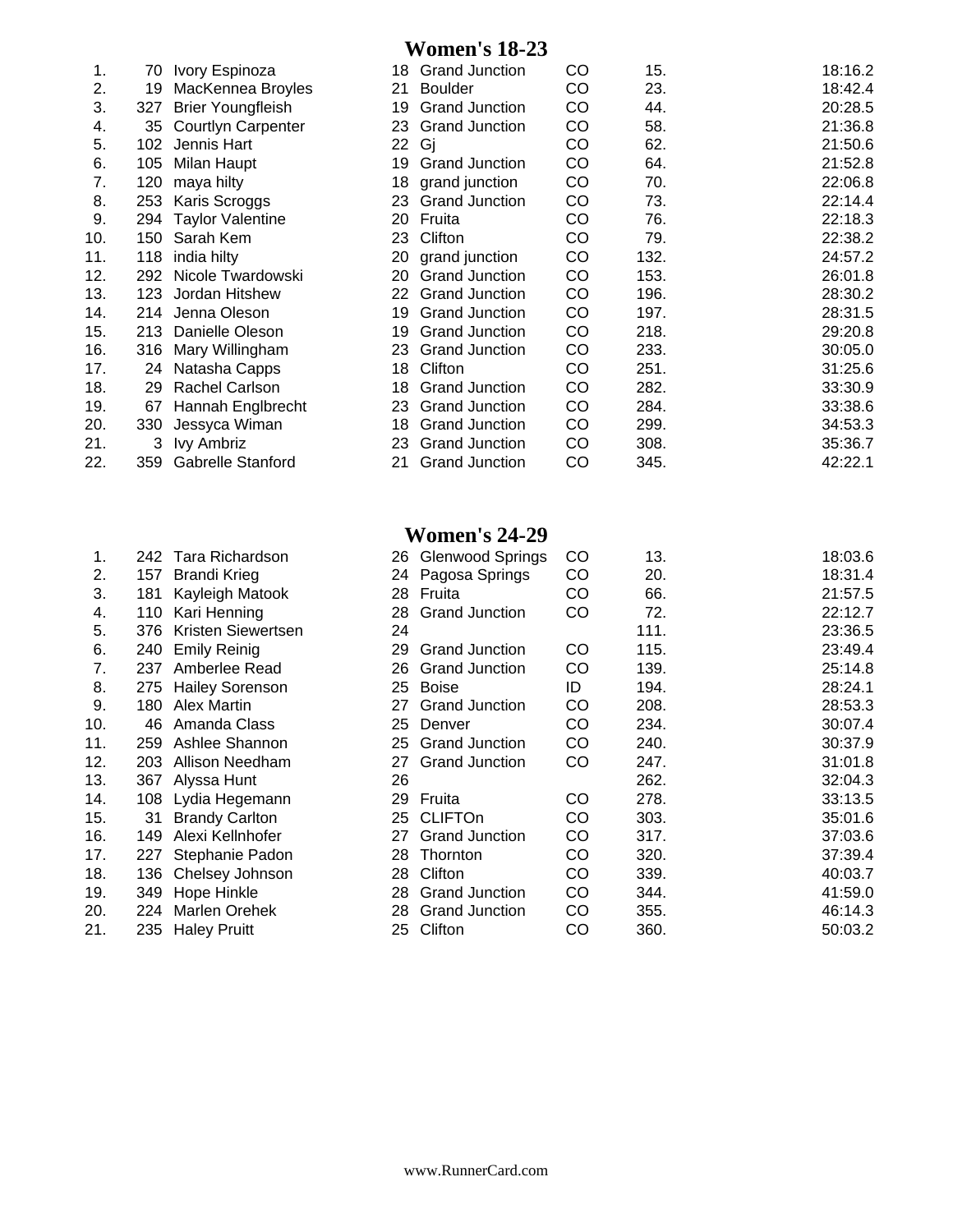## Women's 18-23

| Place | Bib | Name | Age | City | State | Overall | Time |
|---|---|---|---|---|---|---|---|
| 1. | 70 | Ivory Espinoza | 18 | Grand Junction | CO | 15. | 18:16.2 |
| 2. | 19 | MacKennea Broyles | 21 | Boulder | CO | 23. | 18:42.4 |
| 3. | 327 | Brier Youngfleish | 19 | Grand Junction | CO | 44. | 20:28.5 |
| 4. | 35 | Courtlyn Carpenter | 23 | Grand Junction | CO | 58. | 21:36.8 |
| 5. | 102 | Jennis Hart | 22 | Gj | CO | 62. | 21:50.6 |
| 6. | 105 | Milan Haupt | 19 | Grand Junction | CO | 64. | 21:52.8 |
| 7. | 120 | maya hilty | 18 | grand junction | CO | 70. | 22:06.8 |
| 8. | 253 | Karis Scroggs | 23 | Grand Junction | CO | 73. | 22:14.4 |
| 9. | 294 | Taylor Valentine | 20 | Fruita | CO | 76. | 22:18.3 |
| 10. | 150 | Sarah Kem | 23 | Clifton | CO | 79. | 22:38.2 |
| 11. | 118 | india hilty | 20 | grand junction | CO | 132. | 24:57.2 |
| 12. | 292 | Nicole Twardowski | 20 | Grand Junction | CO | 153. | 26:01.8 |
| 13. | 123 | Jordan Hitshew | 22 | Grand Junction | CO | 196. | 28:30.2 |
| 14. | 214 | Jenna Oleson | 19 | Grand Junction | CO | 197. | 28:31.5 |
| 15. | 213 | Danielle Oleson | 19 | Grand Junction | CO | 218. | 29:20.8 |
| 16. | 316 | Mary Willingham | 23 | Grand Junction | CO | 233. | 30:05.0 |
| 17. | 24 | Natasha Capps | 18 | Clifton | CO | 251. | 31:25.6 |
| 18. | 29 | Rachel Carlson | 18 | Grand Junction | CO | 282. | 33:30.9 |
| 19. | 67 | Hannah Englbrecht | 23 | Grand Junction | CO | 284. | 33:38.6 |
| 20. | 330 | Jessyca Wiman | 18 | Grand Junction | CO | 299. | 34:53.3 |
| 21. | 3 | Ivy Ambriz | 23 | Grand Junction | CO | 308. | 35:36.7 |
| 22. | 359 | Gabrelle Stanford | 21 | Grand Junction | CO | 345. | 42:22.1 |

## Women's 24-29

| Place | Bib | Name | Age | City | State | Overall | Time |
|---|---|---|---|---|---|---|---|
| 1. | 242 | Tara Richardson | 26 | Glenwood Springs | CO | 13. | 18:03.6 |
| 2. | 157 | Brandi Krieg | 24 | Pagosa Springs | CO | 20. | 18:31.4 |
| 3. | 181 | Kayleigh Matook | 28 | Fruita | CO | 66. | 21:57.5 |
| 4. | 110 | Kari Henning | 28 | Grand Junction | CO | 72. | 22:12.7 |
| 5. | 376 | Kristen Siewertsen | 24 | | | 111. | 23:36.5 |
| 6. | 240 | Emily Reinig | 29 | Grand Junction | CO | 115. | 23:49.4 |
| 7. | 237 | Amberlee Read | 26 | Grand Junction | CO | 139. | 25:14.8 |
| 8. | 275 | Hailey Sorenson | 25 | Boise | ID | 194. | 28:24.1 |
| 9. | 180 | Alex Martin | 27 | Grand Junction | CO | 208. | 28:53.3 |
| 10. | 46 | Amanda Class | 25 | Denver | CO | 234. | 30:07.4 |
| 11. | 259 | Ashlee Shannon | 25 | Grand Junction | CO | 240. | 30:37.9 |
| 12. | 203 | Allison Needham | 27 | Grand Junction | CO | 247. | 31:01.8 |
| 13. | 367 | Alyssa Hunt | 26 | | | 262. | 32:04.3 |
| 14. | 108 | Lydia Hegemann | 29 | Fruita | CO | 278. | 33:13.5 |
| 15. | 31 | Brandy Carlton | 25 | CLIFTOn | CO | 303. | 35:01.6 |
| 16. | 149 | Alexi Kellnhofer | 27 | Grand Junction | CO | 317. | 37:03.6 |
| 17. | 227 | Stephanie Padon | 28 | Thornton | CO | 320. | 37:39.4 |
| 18. | 136 | Chelsey Johnson | 28 | Clifton | CO | 339. | 40:03.7 |
| 19. | 349 | Hope Hinkle | 28 | Grand Junction | CO | 344. | 41:59.0 |
| 20. | 224 | Marlen Orehek | 28 | Grand Junction | CO | 355. | 46:14.3 |
| 21. | 235 | Haley Pruitt | 25 | Clifton | CO | 360. | 50:03.2 |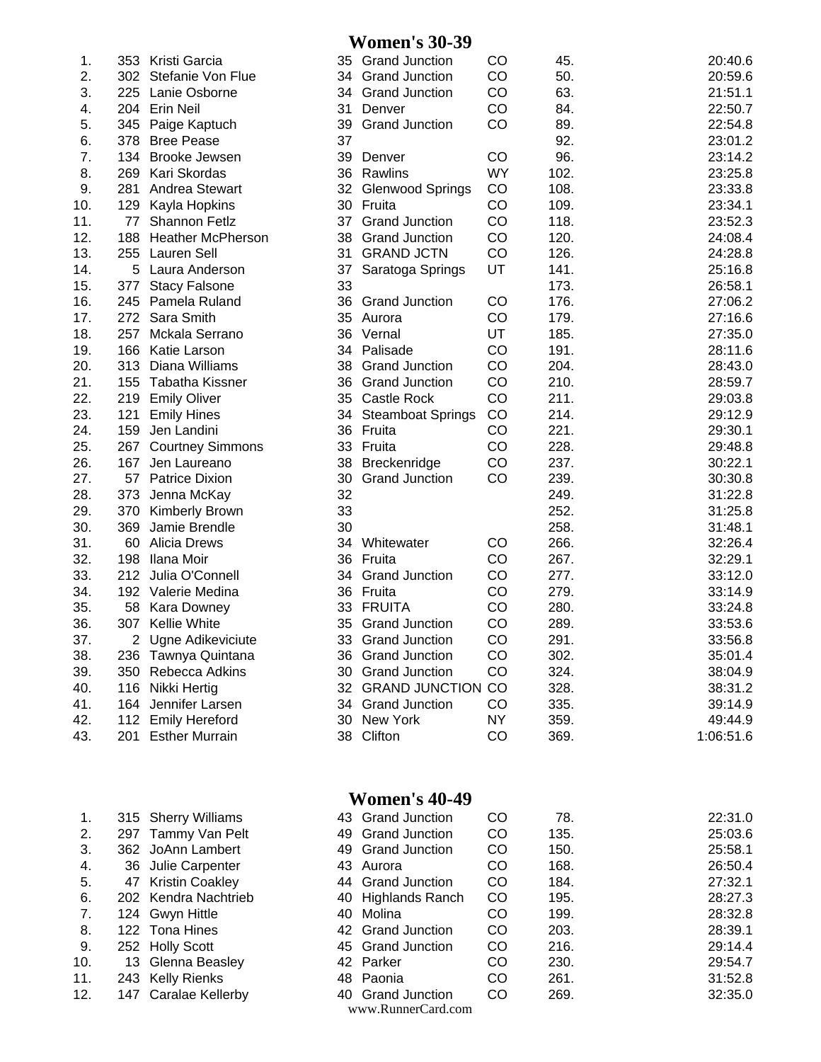## Women's 30-39

| Place | Bib | Name | Age | City | State | Overall | Time |
|---|---|---|---|---|---|---|---|
| 1. | 353 | Kristi Garcia | 35 | Grand Junction | CO | 45. | 20:40.6 |
| 2. | 302 | Stefanie Von Flue | 34 | Grand Junction | CO | 50. | 20:59.6 |
| 3. | 225 | Lanie Osborne | 34 | Grand Junction | CO | 63. | 21:51.1 |
| 4. | 204 | Erin Neil | 31 | Denver | CO | 84. | 22:50.7 |
| 5. | 345 | Paige Kaptuch | 39 | Grand Junction | CO | 89. | 22:54.8 |
| 6. | 378 | Bree Pease | 37 | | | 92. | 23:01.2 |
| 7. | 134 | Brooke Jewsen | 39 | Denver | CO | 96. | 23:14.2 |
| 8. | 269 | Kari Skordas | 36 | Rawlins | WY | 102. | 23:25.8 |
| 9. | 281 | Andrea Stewart | 32 | Glenwood Springs | CO | 108. | 23:33.8 |
| 10. | 129 | Kayla Hopkins | 30 | Fruita | CO | 109. | 23:34.1 |
| 11. | 77 | Shannon Fetlz | 37 | Grand Junction | CO | 118. | 23:52.3 |
| 12. | 188 | Heather McPherson | 38 | Grand Junction | CO | 120. | 24:08.4 |
| 13. | 255 | Lauren Sell | 31 | GRAND JCTN | CO | 126. | 24:28.8 |
| 14. | 5 | Laura Anderson | 37 | Saratoga Springs | UT | 141. | 25:16.8 |
| 15. | 377 | Stacy Falsone | 33 | | | 173. | 26:58.1 |
| 16. | 245 | Pamela Ruland | 36 | Grand Junction | CO | 176. | 27:06.2 |
| 17. | 272 | Sara Smith | 35 | Aurora | CO | 179. | 27:16.6 |
| 18. | 257 | Mckala Serrano | 36 | Vernal | UT | 185. | 27:35.0 |
| 19. | 166 | Katie Larson | 34 | Palisade | CO | 191. | 28:11.6 |
| 20. | 313 | Diana Williams | 38 | Grand Junction | CO | 204. | 28:43.0 |
| 21. | 155 | Tabatha Kissner | 36 | Grand Junction | CO | 210. | 28:59.7 |
| 22. | 219 | Emily Oliver | 35 | Castle Rock | CO | 211. | 29:03.8 |
| 23. | 121 | Emily Hines | 34 | Steamboat Springs | CO | 214. | 29:12.9 |
| 24. | 159 | Jen Landini | 36 | Fruita | CO | 221. | 29:30.1 |
| 25. | 267 | Courtney Simmons | 33 | Fruita | CO | 228. | 29:48.8 |
| 26. | 167 | Jen Laureano | 38 | Breckenridge | CO | 237. | 30:22.1 |
| 27. | 57 | Patrice Dixion | 30 | Grand Junction | CO | 239. | 30:30.8 |
| 28. | 373 | Jenna McKay | 32 | | | 249. | 31:22.8 |
| 29. | 370 | Kimberly Brown | 33 | | | 252. | 31:25.8 |
| 30. | 369 | Jamie Brendle | 30 | | | 258. | 31:48.1 |
| 31. | 60 | Alicia Drews | 34 | Whitewater | CO | 266. | 32:26.4 |
| 32. | 198 | Ilana Moir | 36 | Fruita | CO | 267. | 32:29.1 |
| 33. | 212 | Julia O'Connell | 34 | Grand Junction | CO | 277. | 33:12.0 |
| 34. | 192 | Valerie Medina | 36 | Fruita | CO | 279. | 33:14.9 |
| 35. | 58 | Kara Downey | 33 | FRUITA | CO | 280. | 33:24.8 |
| 36. | 307 | Kellie White | 35 | Grand Junction | CO | 289. | 33:53.6 |
| 37. | 2 | Ugne Adikeviciute | 33 | Grand Junction | CO | 291. | 33:56.8 |
| 38. | 236 | Tawnya Quintana | 36 | Grand Junction | CO | 302. | 35:01.4 |
| 39. | 350 | Rebecca Adkins | 30 | Grand Junction | CO | 324. | 38:04.9 |
| 40. | 116 | Nikki Hertig | 32 | GRAND JUNCTION | CO | 328. | 38:31.2 |
| 41. | 164 | Jennifer Larsen | 34 | Grand Junction | CO | 335. | 39:14.9 |
| 42. | 112 | Emily Hereford | 30 | New York | NY | 359. | 49:44.9 |
| 43. | 201 | Esther Murrain | 38 | Clifton | CO | 369. | 1:06:51.6 |

## Women's 40-49

| Place | Bib | Name | Age | City | State | Overall | Time |
|---|---|---|---|---|---|---|---|
| 1. | 315 | Sherry Williams | 43 | Grand Junction | CO | 78. | 22:31.0 |
| 2. | 297 | Tammy Van Pelt | 49 | Grand Junction | CO | 135. | 25:03.6 |
| 3. | 362 | JoAnn Lambert | 49 | Grand Junction | CO | 150. | 25:58.1 |
| 4. | 36 | Julie Carpenter | 43 | Aurora | CO | 168. | 26:50.4 |
| 5. | 47 | Kristin Coakley | 44 | Grand Junction | CO | 184. | 27:32.1 |
| 6. | 202 | Kendra Nachtrieb | 40 | Highlands Ranch | CO | 195. | 28:27.3 |
| 7. | 124 | Gwyn Hittle | 40 | Molina | CO | 199. | 28:32.8 |
| 8. | 122 | Tona Hines | 42 | Grand Junction | CO | 203. | 28:39.1 |
| 9. | 252 | Holly Scott | 45 | Grand Junction | CO | 216. | 29:14.4 |
| 10. | 13 | Glenna Beasley | 42 | Parker | CO | 230. | 29:54.7 |
| 11. | 243 | Kelly Rienks | 48 | Paonia | CO | 261. | 31:52.8 |
| 12. | 147 | Caralae Kellerby | 40 | Grand Junction | CO | 269. | 32:35.0 |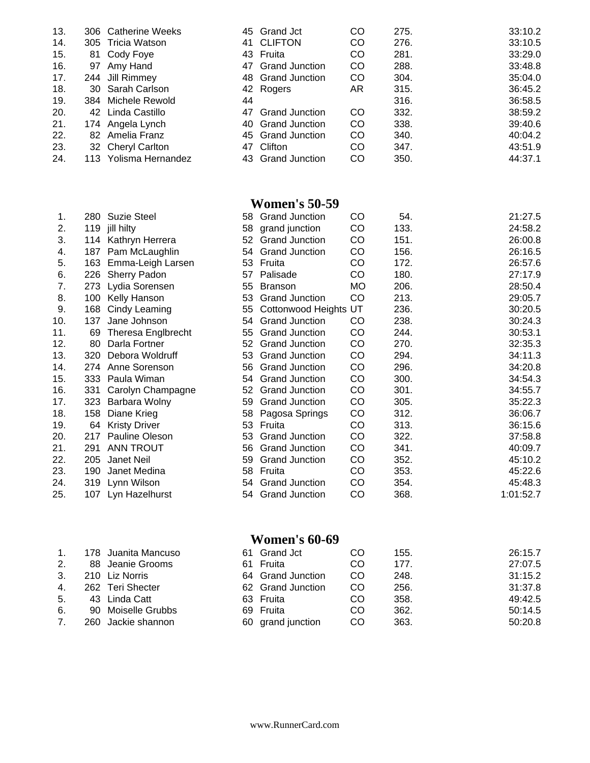| | | | | | | | |
|---|---|---|---|---|---|---|---|
| 13. | 306 | Catherine Weeks | 45 | Grand Jct | CO | 275. | 33:10.2 |
| 14. | 305 | Tricia Watson | 41 | CLIFTON | CO | 276. | 33:10.5 |
| 15. | 81 | Cody Foye | 43 | Fruita | CO | 281. | 33:29.0 |
| 16. | 97 | Amy Hand | 47 | Grand Junction | CO | 288. | 33:48.8 |
| 17. | 244 | Jill Rimmey | 48 | Grand Junction | CO | 304. | 35:04.0 |
| 18. | 30 | Sarah Carlson | 42 | Rogers | AR | 315. | 36:45.2 |
| 19. | 384 | Michele Rewold | 44 | | | 316. | 36:58.5 |
| 20. | 42 | Linda Castillo | 47 | Grand Junction | CO | 332. | 38:59.2 |
| 21. | 174 | Angela Lynch | 40 | Grand Junction | CO | 338. | 39:40.6 |
| 22. | 82 | Amelia Franz | 45 | Grand Junction | CO | 340. | 40:04.2 |
| 23. | 32 | Cheryl Carlton | 47 | Clifton | CO | 347. | 43:51.9 |
| 24. | 113 | Yolisma Hernandez | 43 | Grand Junction | CO | 350. | 44:37.1 |

## Women's 50-59

| | | | | | | | |
|---|---|---|---|---|---|---|---|
| 1. | 280 | Suzie Steel | 58 | Grand Junction | CO | 54. | 21:27.5 |
| 2. | 119 | jill hilty | 58 | grand junction | CO | 133. | 24:58.2 |
| 3. | 114 | Kathryn Herrera | 52 | Grand Junction | CO | 151. | 26:00.8 |
| 4. | 187 | Pam McLaughlin | 54 | Grand Junction | CO | 156. | 26:16.5 |
| 5. | 163 | Emma-Leigh Larsen | 53 | Fruita | CO | 172. | 26:57.6 |
| 6. | 226 | Sherry Padon | 57 | Palisade | CO | 180. | 27:17.9 |
| 7. | 273 | Lydia Sorensen | 55 | Branson | MO | 206. | 28:50.4 |
| 8. | 100 | Kelly Hanson | 53 | Grand Junction | CO | 213. | 29:05.7 |
| 9. | 168 | Cindy Leaming | 55 | Cottonwood Heights | UT | 236. | 30:20.5 |
| 10. | 137 | Jane Johnson | 54 | Grand Junction | CO | 238. | 30:24.3 |
| 11. | 69 | Theresa Englbrecht | 55 | Grand Junction | CO | 244. | 30:53.1 |
| 12. | 80 | Darla Fortner | 52 | Grand Junction | CO | 270. | 32:35.3 |
| 13. | 320 | Debora Woldruff | 53 | Grand Junction | CO | 294. | 34:11.3 |
| 14. | 274 | Anne Sorenson | 56 | Grand Junction | CO | 296. | 34:20.8 |
| 15. | 333 | Paula Wiman | 54 | Grand Junction | CO | 300. | 34:54.3 |
| 16. | 331 | Carolyn Champagne | 52 | Grand Junction | CO | 301. | 34:55.7 |
| 17. | 323 | Barbara Wolny | 59 | Grand Junction | CO | 305. | 35:22.3 |
| 18. | 158 | Diane Krieg | 58 | Pagosa Springs | CO | 312. | 36:06.7 |
| 19. | 64 | Kristy Driver | 53 | Fruita | CO | 313. | 36:15.6 |
| 20. | 217 | Pauline Oleson | 53 | Grand Junction | CO | 322. | 37:58.8 |
| 21. | 291 | ANN TROUT | 56 | Grand Junction | CO | 341. | 40:09.7 |
| 22. | 205 | Janet Neil | 59 | Grand Junction | CO | 352. | 45:10.2 |
| 23. | 190 | Janet Medina | 58 | Fruita | CO | 353. | 45:22.6 |
| 24. | 319 | Lynn Wilson | 54 | Grand Junction | CO | 354. | 45:48.3 |
| 25. | 107 | Lyn Hazelhurst | 54 | Grand Junction | CO | 368. | 1:01:52.7 |

## Women's 60-69

| | | | | | | | |
|---|---|---|---|---|---|---|---|
| 1. | 178 | Juanita Mancuso | 61 | Grand Jct | CO | 155. | 26:15.7 |
| 2. | 88 | Jeanie Grooms | 61 | Fruita | CO | 177. | 27:07.5 |
| 3. | 210 | Liz Norris | 64 | Grand Junction | CO | 248. | 31:15.2 |
| 4. | 262 | Teri Shecter | 62 | Grand Junction | CO | 256. | 31:37.8 |
| 5. | 43 | Linda Catt | 63 | Fruita | CO | 358. | 49:42.5 |
| 6. | 90 | Moiselle Grubbs | 69 | Fruita | CO | 362. | 50:14.5 |
| 7. | 260 | Jackie shannon | 60 | grand junction | CO | 363. | 50:20.8 |

www.RunnerCard.com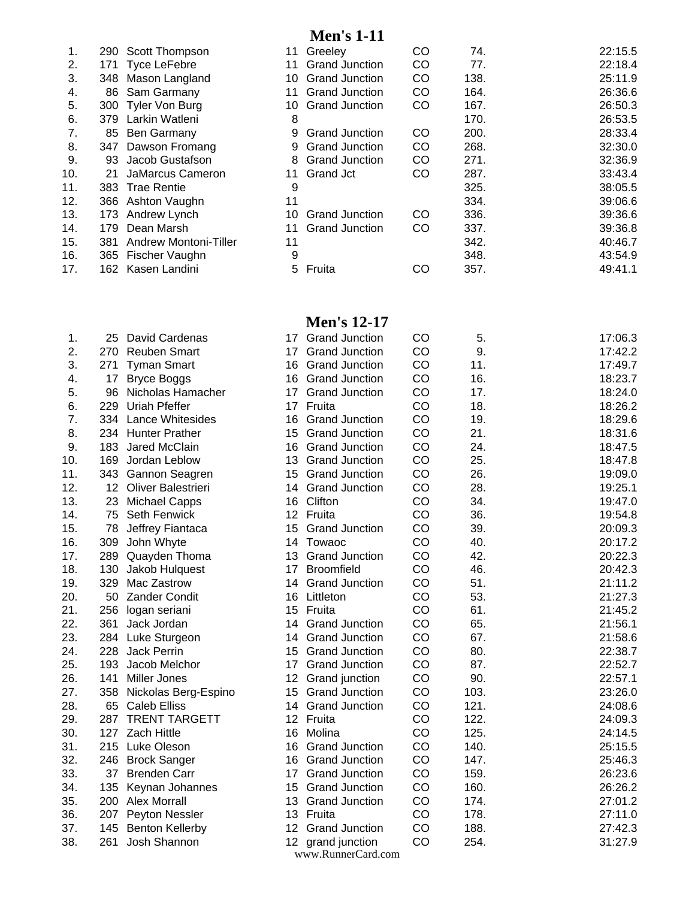## Men's 1-11

| | | | | | | | |
|---|---|---|---|---|---|---|---|
| 1. | 290 | Scott Thompson | 11 | Greeley | CO | 74. | 22:15.5 |
| 2. | 171 | Tyce LeFebre | 11 | Grand Junction | CO | 77. | 22:18.4 |
| 3. | 348 | Mason Langland | 10 | Grand Junction | CO | 138. | 25:11.9 |
| 4. | 86 | Sam Garmany | 11 | Grand Junction | CO | 164. | 26:36.6 |
| 5. | 300 | Tyler Von Burg | 10 | Grand Junction | CO | 167. | 26:50.3 |
| 6. | 379 | Larkin Watleni | 8 | | | 170. | 26:53.5 |
| 7. | 85 | Ben Garmany | 9 | Grand Junction | CO | 200. | 28:33.4 |
| 8. | 347 | Dawson Fromang | 9 | Grand Junction | CO | 268. | 32:30.0 |
| 9. | 93 | Jacob Gustafson | 8 | Grand Junction | CO | 271. | 32:36.9 |
| 10. | 21 | JaMarcus Cameron | 11 | Grand Jct | CO | 287. | 33:43.4 |
| 11. | 383 | Trae Rentie | 9 | | | 325. | 38:05.5 |
| 12. | 366 | Ashton Vaughn | 11 | | | 334. | 39:06.6 |
| 13. | 173 | Andrew Lynch | 10 | Grand Junction | CO | 336. | 39:36.6 |
| 14. | 179 | Dean Marsh | 11 | Grand Junction | CO | 337. | 39:36.8 |
| 15. | 381 | Andrew Montoni-Tiller | 11 | | | 342. | 40:46.7 |
| 16. | 365 | Fischer Vaughn | 9 | | | 348. | 43:54.9 |
| 17. | 162 | Kasen Landini | 5 | Fruita | CO | 357. | 49:41.1 |

## Men's 12-17

| | | | | | | | |
|---|---|---|---|---|---|---|---|
| 1. | 25 | David Cardenas | 17 | Grand Junction | CO | 5. | 17:06.3 |
| 2. | 270 | Reuben Smart | 17 | Grand Junction | CO | 9. | 17:42.2 |
| 3. | 271 | Tyman Smart | 16 | Grand Junction | CO | 11. | 17:49.7 |
| 4. | 17 | Bryce Boggs | 16 | Grand Junction | CO | 16. | 18:23.7 |
| 5. | 96 | Nicholas Hamacher | 17 | Grand Junction | CO | 17. | 18:24.0 |
| 6. | 229 | Uriah Pfeffer | 17 | Fruita | CO | 18. | 18:26.2 |
| 7. | 334 | Lance Whitesides | 16 | Grand Junction | CO | 19. | 18:29.6 |
| 8. | 234 | Hunter Prather | 15 | Grand Junction | CO | 21. | 18:31.6 |
| 9. | 183 | Jared McClain | 16 | Grand Junction | CO | 24. | 18:47.5 |
| 10. | 169 | Jordan Leblow | 13 | Grand Junction | CO | 25. | 18:47.8 |
| 11. | 343 | Gannon Seagren | 15 | Grand Junction | CO | 26. | 19:09.0 |
| 12. | 12 | Oliver Balestrieri | 14 | Grand Junction | CO | 28. | 19:25.1 |
| 13. | 23 | Michael Capps | 16 | Clifton | CO | 34. | 19:47.0 |
| 14. | 75 | Seth Fenwick | 12 | Fruita | CO | 36. | 19:54.8 |
| 15. | 78 | Jeffrey Fiantaca | 15 | Grand Junction | CO | 39. | 20:09.3 |
| 16. | 309 | John Whyte | 14 | Towaoc | CO | 40. | 20:17.2 |
| 17. | 289 | Quayden Thoma | 13 | Grand Junction | CO | 42. | 20:22.3 |
| 18. | 130 | Jakob Hulquest | 17 | Broomfield | CO | 46. | 20:42.3 |
| 19. | 329 | Mac Zastrow | 14 | Grand Junction | CO | 51. | 21:11.2 |
| 20. | 50 | Zander Condit | 16 | Littleton | CO | 53. | 21:27.3 |
| 21. | 256 | logan seriani | 15 | Fruita | CO | 61. | 21:45.2 |
| 22. | 361 | Jack Jordan | 14 | Grand Junction | CO | 65. | 21:56.1 |
| 23. | 284 | Luke Sturgeon | 14 | Grand Junction | CO | 67. | 21:58.6 |
| 24. | 228 | Jack Perrin | 15 | Grand Junction | CO | 80. | 22:38.7 |
| 25. | 193 | Jacob Melchor | 17 | Grand Junction | CO | 87. | 22:52.7 |
| 26. | 141 | Miller Jones | 12 | Grand junction | CO | 90. | 22:57.1 |
| 27. | 358 | Nickolas Berg-Espino | 15 | Grand Junction | CO | 103. | 23:26.0 |
| 28. | 65 | Caleb Elliss | 14 | Grand Junction | CO | 121. | 24:08.6 |
| 29. | 287 | TRENT TARGETT | 12 | Fruita | CO | 122. | 24:09.3 |
| 30. | 127 | Zach Hittle | 16 | Molina | CO | 125. | 24:14.5 |
| 31. | 215 | Luke Oleson | 16 | Grand Junction | CO | 140. | 25:15.5 |
| 32. | 246 | Brock Sanger | 16 | Grand Junction | CO | 147. | 25:46.3 |
| 33. | 37 | Brenden Carr | 17 | Grand Junction | CO | 159. | 26:23.6 |
| 34. | 135 | Keynan Johannes | 15 | Grand Junction | CO | 160. | 26:26.2 |
| 35. | 200 | Alex Morrall | 13 | Grand Junction | CO | 174. | 27:01.2 |
| 36. | 207 | Peyton Nessler | 13 | Fruita | CO | 178. | 27:11.0 |
| 37. | 145 | Benton Kellerby | 12 | Grand Junction | CO | 188. | 27:42.3 |
| 38. | 261 | Josh Shannon | 12 | grand junction | CO | 254. | 31:27.9 |

www.RunnerCard.com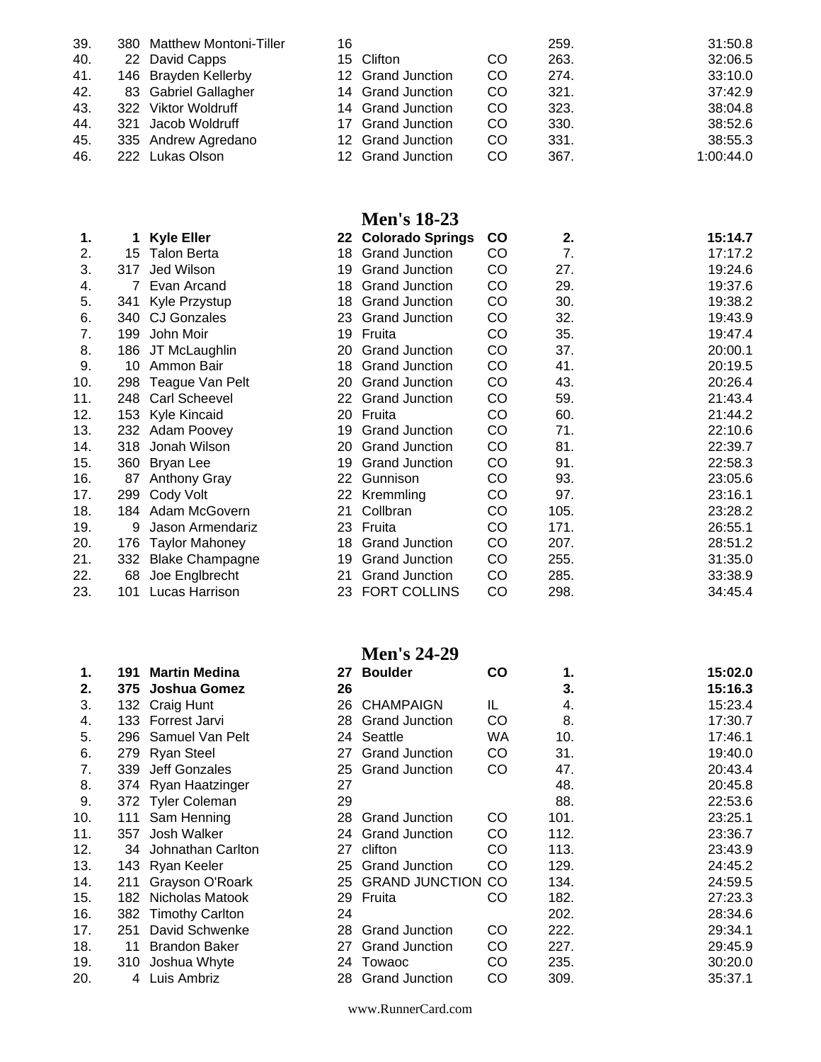| | | | | | | | |
|---|---|---|---|---|---|---|---|
| 39. | 380 | Matthew Montoni-Tiller | 16 | | | 259. | 31:50.8 |
| 40. | 22 | David Capps | 15 | Clifton | CO | 263. | 32:06.5 |
| 41. | 146 | Brayden Kellerby | 12 | Grand Junction | CO | 274. | 33:10.0 |
| 42. | 83 | Gabriel Gallagher | 14 | Grand Junction | CO | 321. | 37:42.9 |
| 43. | 322 | Viktor Woldruff | 14 | Grand Junction | CO | 323. | 38:04.8 |
| 44. | 321 | Jacob Woldruff | 17 | Grand Junction | CO | 330. | 38:52.6 |
| 45. | 335 | Andrew Agredano | 12 | Grand Junction | CO | 331. | 38:55.3 |
| 46. | 222 | Lukas Olson | 12 | Grand Junction | CO | 367. | 1:00:44.0 |

## Men's 18-23

| | | | | | | | |
|---|---|---|---|---|---|---|---|
| **1.** | **1** | **Kyle Eller** | **22** | **Colorado Springs** | **CO** | **2.** | **15:14.7** |
| 2. | 15 | Talon Berta | 18 | Grand Junction | CO | 7. | 17:17.2 |
| 3. | 317 | Jed Wilson | 19 | Grand Junction | CO | 27. | 19:24.6 |
| 4. | 7 | Evan Arcand | 18 | Grand Junction | CO | 29. | 19:37.6 |
| 5. | 341 | Kyle Przystup | 18 | Grand Junction | CO | 30. | 19:38.2 |
| 6. | 340 | CJ Gonzales | 23 | Grand Junction | CO | 32. | 19:43.9 |
| 7. | 199 | John Moir | 19 | Fruita | CO | 35. | 19:47.4 |
| 8. | 186 | JT McLaughlin | 20 | Grand Junction | CO | 37. | 20:00.1 |
| 9. | 10 | Ammon Bair | 18 | Grand Junction | CO | 41. | 20:19.5 |
| 10. | 298 | Teague Van Pelt | 20 | Grand Junction | CO | 43. | 20:26.4 |
| 11. | 248 | Carl Scheevel | 22 | Grand Junction | CO | 59. | 21:43.4 |
| 12. | 153 | Kyle Kincaid | 20 | Fruita | CO | 60. | 21:44.2 |
| 13. | 232 | Adam Poovey | 19 | Grand Junction | CO | 71. | 22:10.6 |
| 14. | 318 | Jonah Wilson | 20 | Grand Junction | CO | 81. | 22:39.7 |
| 15. | 360 | Bryan Lee | 19 | Grand Junction | CO | 91. | 22:58.3 |
| 16. | 87 | Anthony Gray | 22 | Gunnison | CO | 93. | 23:05.6 |
| 17. | 299 | Cody Volt | 22 | Kremmling | CO | 97. | 23:16.1 |
| 18. | 184 | Adam McGovern | 21 | Collbran | CO | 105. | 23:28.2 |
| 19. | 9 | Jason Armendariz | 23 | Fruita | CO | 171. | 26:55.1 |
| 20. | 176 | Taylor Mahoney | 18 | Grand Junction | CO | 207. | 28:51.2 |
| 21. | 332 | Blake Champagne | 19 | Grand Junction | CO | 255. | 31:35.0 |
| 22. | 68 | Joe Englbrecht | 21 | Grand Junction | CO | 285. | 33:38.9 |
| 23. | 101 | Lucas Harrison | 23 | FORT COLLINS | CO | 298. | 34:45.4 |

## Men's 24-29

| | | | | | | | |
|---|---|---|---|---|---|---|---|
| **1.** | **191** | **Martin Medina** | **27** | **Boulder** | **CO** | **1.** | **15:02.0** |
| **2.** | **375** | **Joshua Gomez** | **26** | | | **3.** | **15:16.3** |
| 3. | 132 | Craig Hunt | 26 | CHAMPAIGN | IL | 4. | 15:23.4 |
| 4. | 133 | Forrest Jarvi | 28 | Grand Junction | CO | 8. | 17:30.7 |
| 5. | 296 | Samuel Van Pelt | 24 | Seattle | WA | 10. | 17:46.1 |
| 6. | 279 | Ryan Steel | 27 | Grand Junction | CO | 31. | 19:40.0 |
| 7. | 339 | Jeff Gonzales | 25 | Grand Junction | CO | 47. | 20:43.4 |
| 8. | 374 | Ryan Haatzinger | 27 | | | 48. | 20:45.8 |
| 9. | 372 | Tyler Coleman | 29 | | | 88. | 22:53.6 |
| 10. | 111 | Sam Henning | 28 | Grand Junction | CO | 101. | 23:25.1 |
| 11. | 357 | Josh Walker | 24 | Grand Junction | CO | 112. | 23:36.7 |
| 12. | 34 | Johnathan Carlton | 27 | clifton | CO | 113. | 23:43.9 |
| 13. | 143 | Ryan Keeler | 25 | Grand Junction | CO | 129. | 24:45.2 |
| 14. | 211 | Grayson O'Roark | 25 | GRAND JUNCTION | CO | 134. | 24:59.5 |
| 15. | 182 | Nicholas Matook | 29 | Fruita | CO | 182. | 27:23.3 |
| 16. | 382 | Timothy Carlton | 24 | | | 202. | 28:34.6 |
| 17. | 251 | David Schwenke | 28 | Grand Junction | CO | 222. | 29:34.1 |
| 18. | 11 | Brandon Baker | 27 | Grand Junction | CO | 227. | 29:45.9 |
| 19. | 310 | Joshua Whyte | 24 | Towaoc | CO | 235. | 30:20.0 |
| 20. | 4 | Luis Ambriz | 28 | Grand Junction | CO | 309. | 35:37.1 |

www.RunnerCard.com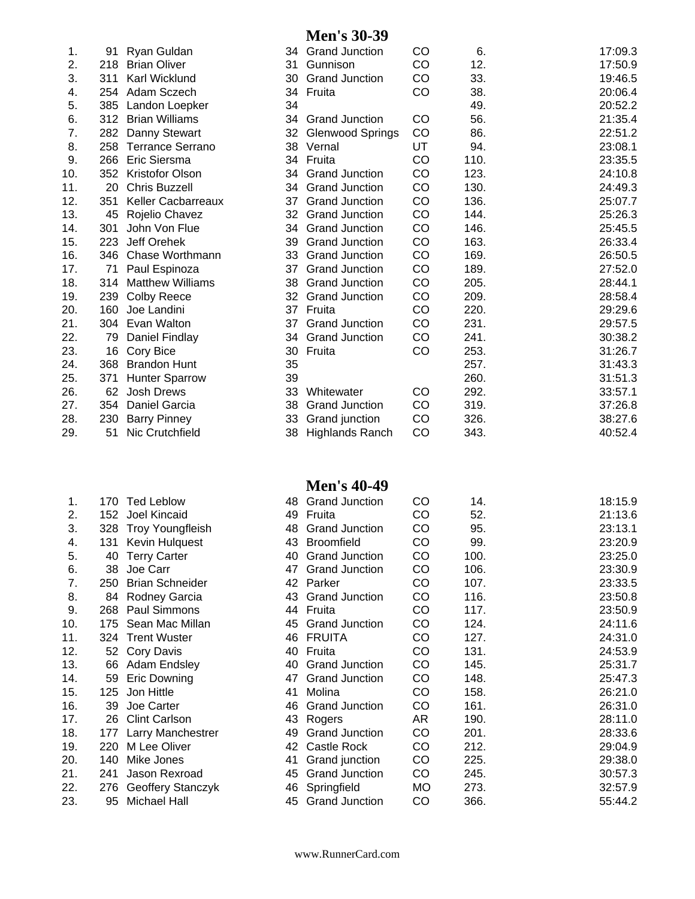## Men's 30-39

| | | | | | | | |
|---|---|---|---|---|---|---|---|
| 1. | 91 | Ryan Guldan | 34 | Grand Junction | CO | 6. | 17:09.3 |
| 2. | 218 | Brian Oliver | 31 | Gunnison | CO | 12. | 17:50.9 |
| 3. | 311 | Karl Wicklund | 30 | Grand Junction | CO | 33. | 19:46.5 |
| 4. | 254 | Adam Sczech | 34 | Fruita | CO | 38. | 20:06.4 |
| 5. | 385 | Landon Loepker | 34 | | | 49. | 20:52.2 |
| 6. | 312 | Brian Williams | 34 | Grand Junction | CO | 56. | 21:35.4 |
| 7. | 282 | Danny Stewart | 32 | Glenwood Springs | CO | 86. | 22:51.2 |
| 8. | 258 | Terrance Serrano | 38 | Vernal | UT | 94. | 23:08.1 |
| 9. | 266 | Eric Siersma | 34 | Fruita | CO | 110. | 23:35.5 |
| 10. | 352 | Kristofor Olson | 34 | Grand Junction | CO | 123. | 24:10.8 |
| 11. | 20 | Chris Buzzell | 34 | Grand Junction | CO | 130. | 24:49.3 |
| 12. | 351 | Keller Cacbarreaux | 37 | Grand Junction | CO | 136. | 25:07.7 |
| 13. | 45 | Rojelio Chavez | 32 | Grand Junction | CO | 144. | 25:26.3 |
| 14. | 301 | John Von Flue | 34 | Grand Junction | CO | 146. | 25:45.5 |
| 15. | 223 | Jeff Orehek | 39 | Grand Junction | CO | 163. | 26:33.4 |
| 16. | 346 | Chase Worthmann | 33 | Grand Junction | CO | 169. | 26:50.5 |
| 17. | 71 | Paul Espinoza | 37 | Grand Junction | CO | 189. | 27:52.0 |
| 18. | 314 | Matthew Williams | 38 | Grand Junction | CO | 205. | 28:44.1 |
| 19. | 239 | Colby Reece | 32 | Grand Junction | CO | 209. | 28:58.4 |
| 20. | 160 | Joe Landini | 37 | Fruita | CO | 220. | 29:29.6 |
| 21. | 304 | Evan Walton | 37 | Grand Junction | CO | 231. | 29:57.5 |
| 22. | 79 | Daniel Findlay | 34 | Grand Junction | CO | 241. | 30:38.2 |
| 23. | 16 | Cory Bice | 30 | Fruita | CO | 253. | 31:26.7 |
| 24. | 368 | Brandon Hunt | 35 | | | 257. | 31:43.3 |
| 25. | 371 | Hunter Sparrow | 39 | | | 260. | 31:51.3 |
| 26. | 62 | Josh Drews | 33 | Whitewater | CO | 292. | 33:57.1 |
| 27. | 354 | Daniel Garcia | 38 | Grand Junction | CO | 319. | 37:26.8 |
| 28. | 230 | Barry Pinney | 33 | Grand junction | CO | 326. | 38:27.6 |
| 29. | 51 | Nic Crutchfield | 38 | Highlands Ranch | CO | 343. | 40:52.4 |

## Men's 40-49

| | | | | | | | |
|---|---|---|---|---|---|---|---|
| 1. | 170 | Ted Leblow | 48 | Grand Junction | CO | 14. | 18:15.9 |
| 2. | 152 | Joel Kincaid | 49 | Fruita | CO | 52. | 21:13.6 |
| 3. | 328 | Troy Youngfleish | 48 | Grand Junction | CO | 95. | 23:13.1 |
| 4. | 131 | Kevin Hulquest | 43 | Broomfield | CO | 99. | 23:20.9 |
| 5. | 40 | Terry Carter | 40 | Grand Junction | CO | 100. | 23:25.0 |
| 6. | 38 | Joe Carr | 47 | Grand Junction | CO | 106. | 23:30.9 |
| 7. | 250 | Brian Schneider | 42 | Parker | CO | 107. | 23:33.5 |
| 8. | 84 | Rodney Garcia | 43 | Grand Junction | CO | 116. | 23:50.8 |
| 9. | 268 | Paul Simmons | 44 | Fruita | CO | 117. | 23:50.9 |
| 10. | 175 | Sean Mac Millan | 45 | Grand Junction | CO | 124. | 24:11.6 |
| 11. | 324 | Trent Wuster | 46 | FRUITA | CO | 127. | 24:31.0 |
| 12. | 52 | Cory Davis | 40 | Fruita | CO | 131. | 24:53.9 |
| 13. | 66 | Adam Endsley | 40 | Grand Junction | CO | 145. | 25:31.7 |
| 14. | 59 | Eric Downing | 47 | Grand Junction | CO | 148. | 25:47.3 |
| 15. | 125 | Jon Hittle | 41 | Molina | CO | 158. | 26:21.0 |
| 16. | 39 | Joe Carter | 46 | Grand Junction | CO | 161. | 26:31.0 |
| 17. | 26 | Clint Carlson | 43 | Rogers | AR | 190. | 28:11.0 |
| 18. | 177 | Larry Manchestrer | 49 | Grand Junction | CO | 201. | 28:33.6 |
| 19. | 220 | M Lee Oliver | 42 | Castle Rock | CO | 212. | 29:04.9 |
| 20. | 140 | Mike Jones | 41 | Grand junction | CO | 225. | 29:38.0 |
| 21. | 241 | Jason Rexroad | 45 | Grand Junction | CO | 245. | 30:57.3 |
| 22. | 276 | Geoffery Stanczyk | 46 | Springfield | MO | 273. | 32:57.9 |
| 23. | 95 | Michael Hall | 45 | Grand Junction | CO | 366. | 55:44.2 |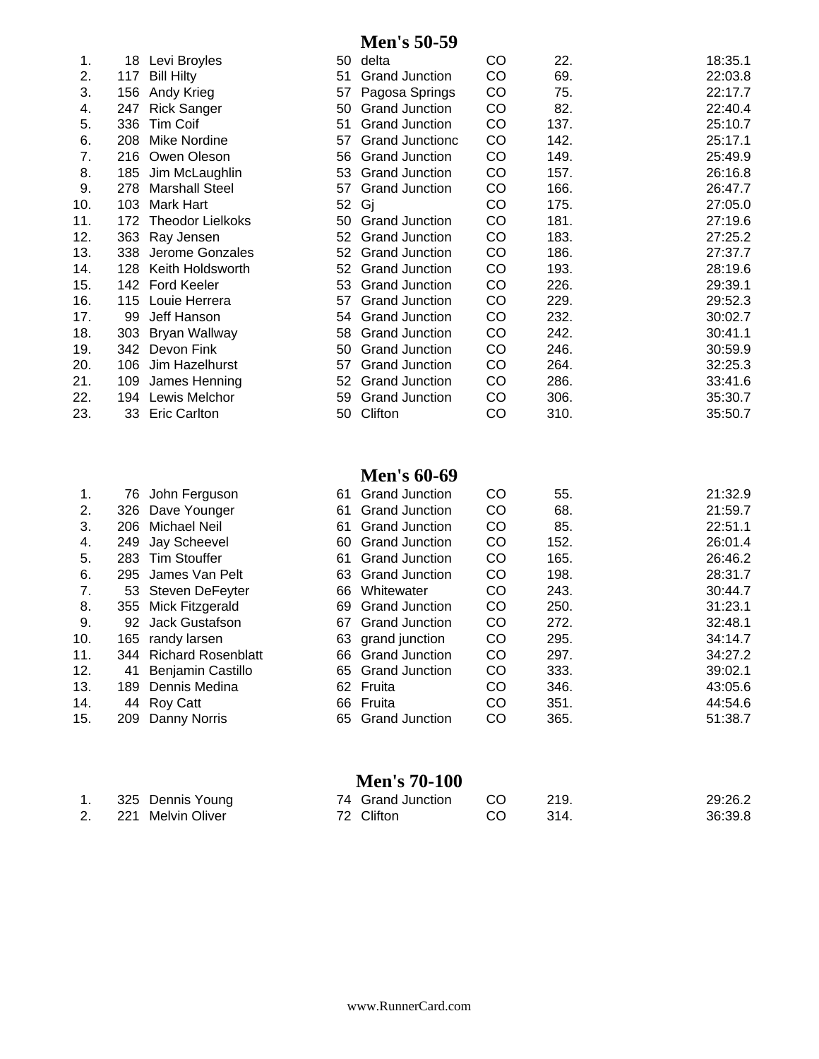## Men's 50-59

| | | | | | | | |
|---|---|---|---|---|---|---|---|
| 1. | 18 | Levi Broyles | 50 | delta | CO | 22. | 18:35.1 |
| 2. | 117 | Bill Hilty | 51 | Grand Junction | CO | 69. | 22:03.8 |
| 3. | 156 | Andy Krieg | 57 | Pagosa Springs | CO | 75. | 22:17.7 |
| 4. | 247 | Rick Sanger | 50 | Grand Junction | CO | 82. | 22:40.4 |
| 5. | 336 | Tim Coif | 51 | Grand Junction | CO | 137. | 25:10.7 |
| 6. | 208 | Mike Nordine | 57 | Grand Junctionc | CO | 142. | 25:17.1 |
| 7. | 216 | Owen Oleson | 56 | Grand Junction | CO | 149. | 25:49.9 |
| 8. | 185 | Jim McLaughlin | 53 | Grand Junction | CO | 157. | 26:16.8 |
| 9. | 278 | Marshall Steel | 57 | Grand Junction | CO | 166. | 26:47.7 |
| 10. | 103 | Mark Hart | 52 | Gj | CO | 175. | 27:05.0 |
| 11. | 172 | Theodor Lielkoks | 50 | Grand Junction | CO | 181. | 27:19.6 |
| 12. | 363 | Ray Jensen | 52 | Grand Junction | CO | 183. | 27:25.2 |
| 13. | 338 | Jerome Gonzales | 52 | Grand Junction | CO | 186. | 27:37.7 |
| 14. | 128 | Keith Holdsworth | 52 | Grand Junction | CO | 193. | 28:19.6 |
| 15. | 142 | Ford Keeler | 53 | Grand Junction | CO | 226. | 29:39.1 |
| 16. | 115 | Louie Herrera | 57 | Grand Junction | CO | 229. | 29:52.3 |
| 17. | 99 | Jeff Hanson | 54 | Grand Junction | CO | 232. | 30:02.7 |
| 18. | 303 | Bryan Wallway | 58 | Grand Junction | CO | 242. | 30:41.1 |
| 19. | 342 | Devon Fink | 50 | Grand Junction | CO | 246. | 30:59.9 |
| 20. | 106 | Jim Hazelhurst | 57 | Grand Junction | CO | 264. | 32:25.3 |
| 21. | 109 | James Henning | 52 | Grand Junction | CO | 286. | 33:41.6 |
| 22. | 194 | Lewis Melchor | 59 | Grand Junction | CO | 306. | 35:30.7 |
| 23. | 33 | Eric Carlton | 50 | Clifton | CO | 310. | 35:50.7 |

## Men's 60-69

| | | | | | | | |
|---|---|---|---|---|---|---|---|
| 1. | 76 | John Ferguson | 61 | Grand Junction | CO | 55. | 21:32.9 |
| 2. | 326 | Dave Younger | 61 | Grand Junction | CO | 68. | 21:59.7 |
| 3. | 206 | Michael Neil | 61 | Grand Junction | CO | 85. | 22:51.1 |
| 4. | 249 | Jay Scheevel | 60 | Grand Junction | CO | 152. | 26:01.4 |
| 5. | 283 | Tim Stouffer | 61 | Grand Junction | CO | 165. | 26:46.2 |
| 6. | 295 | James Van Pelt | 63 | Grand Junction | CO | 198. | 28:31.7 |
| 7. | 53 | Steven DeFeyter | 66 | Whitewater | CO | 243. | 30:44.7 |
| 8. | 355 | Mick Fitzgerald | 69 | Grand Junction | CO | 250. | 31:23.1 |
| 9. | 92 | Jack Gustafson | 67 | Grand Junction | CO | 272. | 32:48.1 |
| 10. | 165 | randy larsen | 63 | grand junction | CO | 295. | 34:14.7 |
| 11. | 344 | Richard Rosenblatt | 66 | Grand Junction | CO | 297. | 34:27.2 |
| 12. | 41 | Benjamin Castillo | 65 | Grand Junction | CO | 333. | 39:02.1 |
| 13. | 189 | Dennis Medina | 62 | Fruita | CO | 346. | 43:05.6 |
| 14. | 44 | Roy Catt | 66 | Fruita | CO | 351. | 44:54.6 |
| 15. | 209 | Danny Norris | 65 | Grand Junction | CO | 365. | 51:38.7 |

## Men's 70-100

| | | | | | | | |
|---|---|---|---|---|---|---|---|
| 1. | 325 | Dennis Young | 74 | Grand Junction | CO | 219. | 29:26.2 |
| 2. | 221 | Melvin Oliver | 72 | Clifton | CO | 314. | 36:39.8 |

www.RunnerCard.com